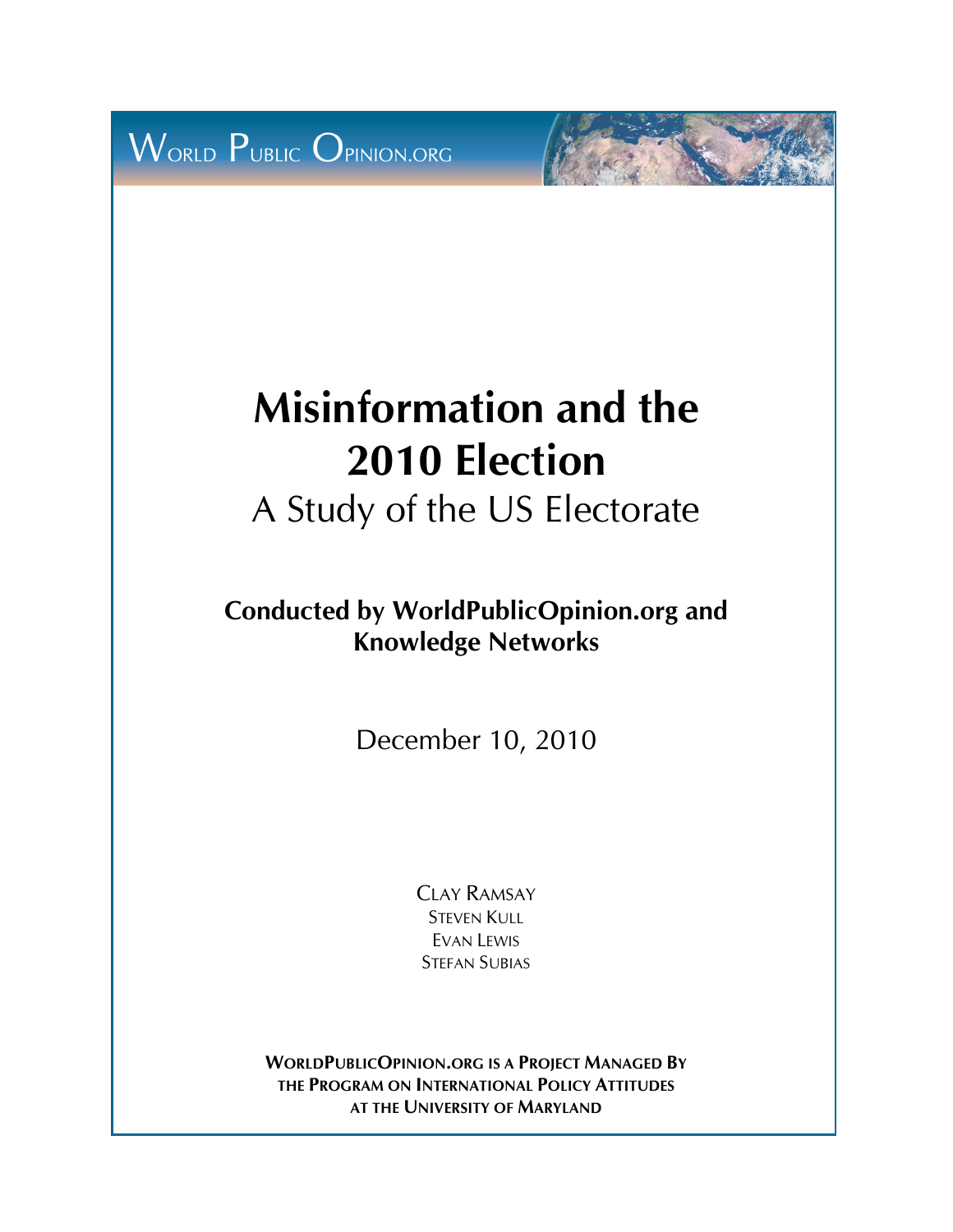WORLD PUBLIC OPINION.ORG

# Misinformation and the 2010 Election

## A Study of the US Electorate

**Conducted by WorldPublicOpinion.org and Knowledge Networks**

December 10, 2010

CLAY RAMSAY
STEVEN KULL
EVAN LEWIS
STEFAN SUBIAS

**WORLDPUBLICOPINION.ORG IS A PROJECT MANAGED BY THE PROGRAM ON INTERNATIONAL POLICY ATTITUDES AT THE UNIVERSITY OF MARYLAND**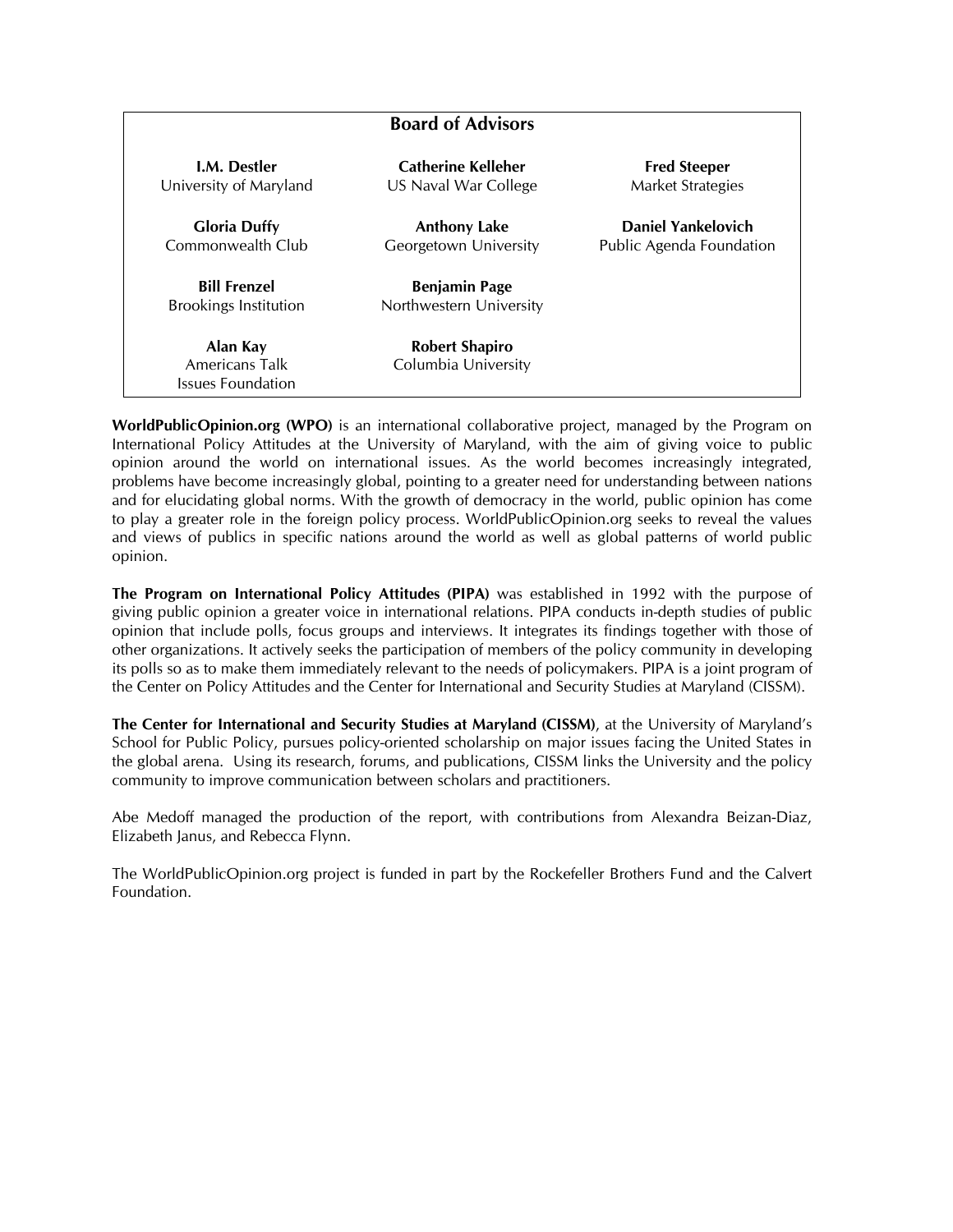## Board of Advisors

**I.M. Destler**
University of Maryland

**Gloria Duffy**
Commonwealth Club

**Bill Frenzel**
Brookings Institution

**Alan Kay**
Americans Talk Issues Foundation

**Catherine Kelleher**
US Naval War College

**Anthony Lake**
Georgetown University

**Benjamin Page**
Northwestern University

**Robert Shapiro**
Columbia University

**Fred Steeper**
Market Strategies

**Daniel Yankelovich**
Public Agenda Foundation

**WorldPublicOpinion.org (WPO)** is an international collaborative project, managed by the Program on International Policy Attitudes at the University of Maryland, with the aim of giving voice to public opinion around the world on international issues. As the world becomes increasingly integrated, problems have become increasingly global, pointing to a greater need for understanding between nations and for elucidating global norms. With the growth of democracy in the world, public opinion has come to play a greater role in the foreign policy process. WorldPublicOpinion.org seeks to reveal the values and views of publics in specific nations around the world as well as global patterns of world public opinion.

**The Program on International Policy Attitudes (PIPA)** was established in 1992 with the purpose of giving public opinion a greater voice in international relations. PIPA conducts in-depth studies of public opinion that include polls, focus groups and interviews. It integrates its findings together with those of other organizations. It actively seeks the participation of members of the policy community in developing its polls so as to make them immediately relevant to the needs of policymakers. PIPA is a joint program of the Center on Policy Attitudes and the Center for International and Security Studies at Maryland (CISSM).

**The Center for International and Security Studies at Maryland (CISSM)**, at the University of Maryland's School for Public Policy, pursues policy-oriented scholarship on major issues facing the United States in the global arena. Using its research, forums, and publications, CISSM links the University and the policy community to improve communication between scholars and practitioners.

Abe Medoff managed the production of the report, with contributions from Alexandra Beizan-Diaz, Elizabeth Janus, and Rebecca Flynn.

The WorldPublicOpinion.org project is funded in part by the Rockefeller Brothers Fund and the Calvert Foundation.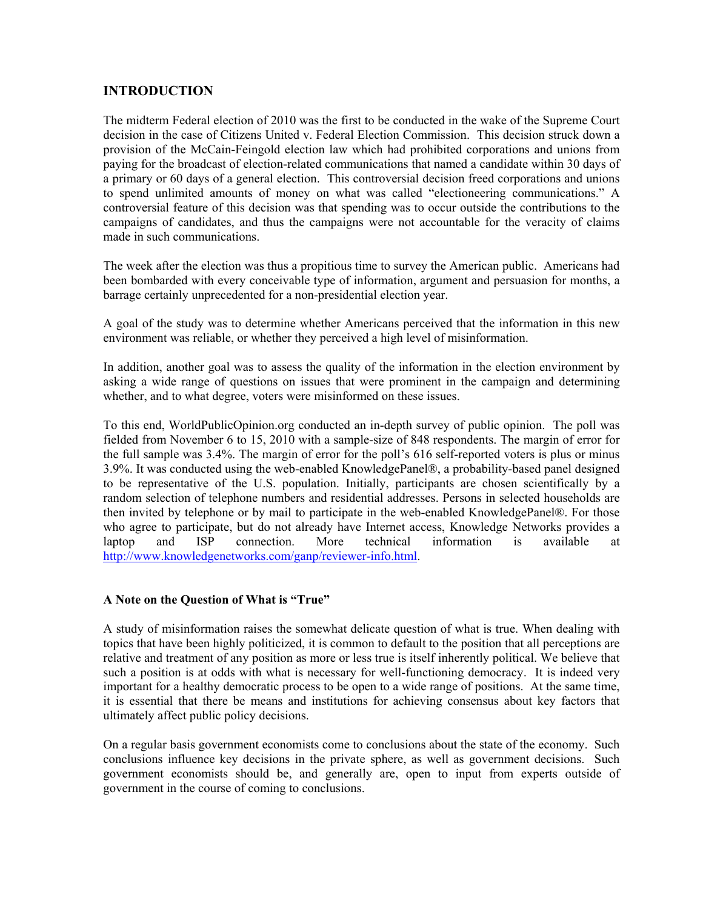## INTRODUCTION

The midterm Federal election of 2010 was the first to be conducted in the wake of the Supreme Court decision in the case of Citizens United v. Federal Election Commission. This decision struck down a provision of the McCain-Feingold election law which had prohibited corporations and unions from paying for the broadcast of election-related communications that named a candidate within 30 days of a primary or 60 days of a general election. This controversial decision freed corporations and unions to spend unlimited amounts of money on what was called "electioneering communications." A controversial feature of this decision was that spending was to occur outside the contributions to the campaigns of candidates, and thus the campaigns were not accountable for the veracity of claims made in such communications.

The week after the election was thus a propitious time to survey the American public. Americans had been bombarded with every conceivable type of information, argument and persuasion for months, a barrage certainly unprecedented for a non-presidential election year.

A goal of the study was to determine whether Americans perceived that the information in this new environment was reliable, or whether they perceived a high level of misinformation.

In addition, another goal was to assess the quality of the information in the election environment by asking a wide range of questions on issues that were prominent in the campaign and determining whether, and to what degree, voters were misinformed on these issues.

To this end, WorldPublicOpinion.org conducted an in-depth survey of public opinion. The poll was fielded from November 6 to 15, 2010 with a sample-size of 848 respondents. The margin of error for the full sample was 3.4%. The margin of error for the poll's 616 self-reported voters is plus or minus 3.9%. It was conducted using the web-enabled KnowledgePanel®, a probability-based panel designed to be representative of the U.S. population. Initially, participants are chosen scientifically by a random selection of telephone numbers and residential addresses. Persons in selected households are then invited by telephone or by mail to participate in the web-enabled KnowledgePanel®. For those who agree to participate, but do not already have Internet access, Knowledge Networks provides a laptop and ISP connection. More technical information is available at http://www.knowledgenetworks.com/ganp/reviewer-info.html.

### A Note on the Question of What is "True"

A study of misinformation raises the somewhat delicate question of what is true. When dealing with topics that have been highly politicized, it is common to default to the position that all perceptions are relative and treatment of any position as more or less true is itself inherently political. We believe that such a position is at odds with what is necessary for well-functioning democracy. It is indeed very important for a healthy democratic process to be open to a wide range of positions. At the same time, it is essential that there be means and institutions for achieving consensus about key factors that ultimately affect public policy decisions.

On a regular basis government economists come to conclusions about the state of the economy. Such conclusions influence key decisions in the private sphere, as well as government decisions. Such government economists should be, and generally are, open to input from experts outside of government in the course of coming to conclusions.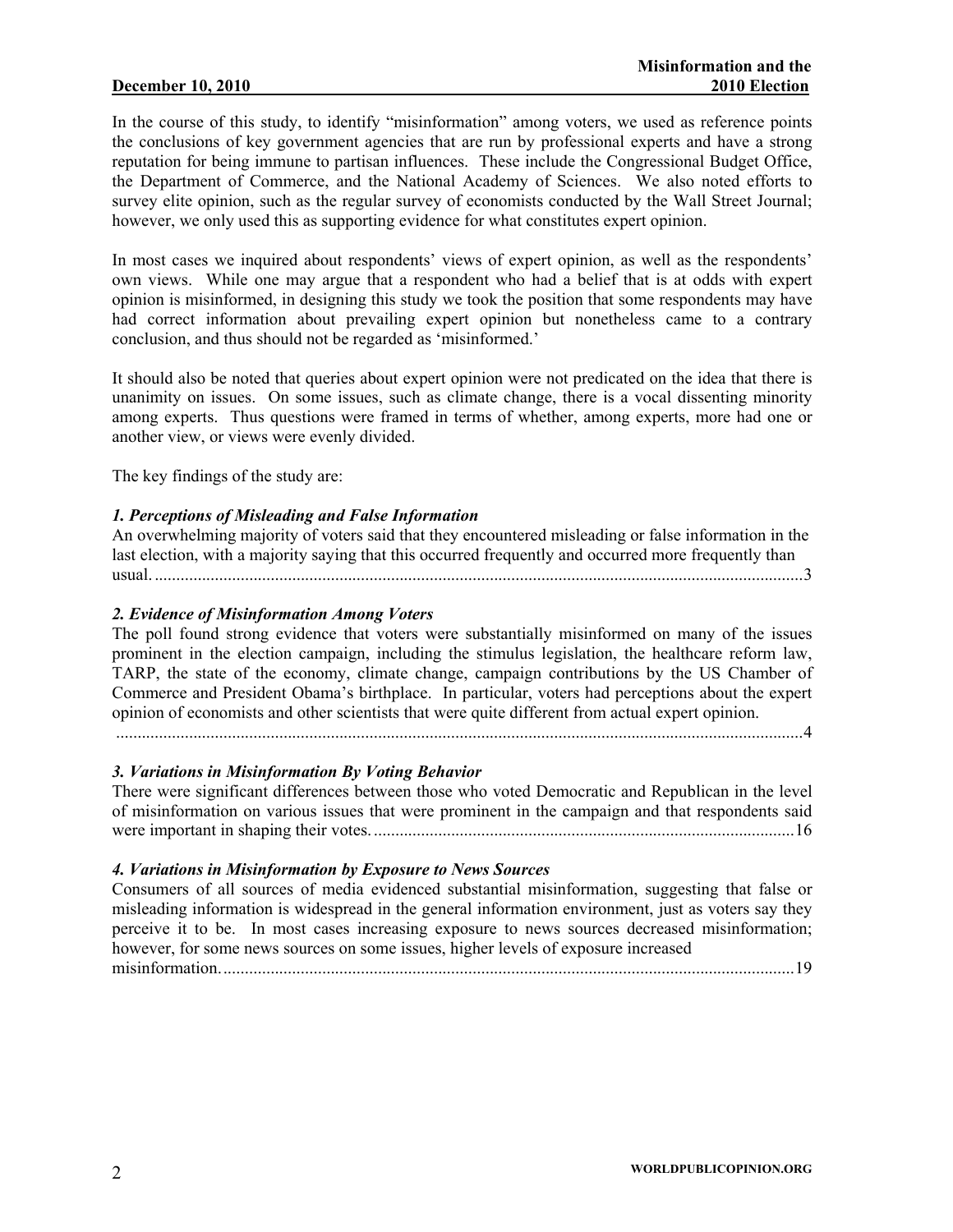In the course of this study, to identify "misinformation" among voters, we used as reference points the conclusions of key government agencies that are run by professional experts and have a strong reputation for being immune to partisan influences. These include the Congressional Budget Office, the Department of Commerce, and the National Academy of Sciences. We also noted efforts to survey elite opinion, such as the regular survey of economists conducted by the Wall Street Journal; however, we only used this as supporting evidence for what constitutes expert opinion.

In most cases we inquired about respondents' views of expert opinion, as well as the respondents' own views. While one may argue that a respondent who had a belief that is at odds with expert opinion is misinformed, in designing this study we took the position that some respondents may have had correct information about prevailing expert opinion but nonetheless came to a contrary conclusion, and thus should not be regarded as 'misinformed.'

It should also be noted that queries about expert opinion were not predicated on the idea that there is unanimity on issues. On some issues, such as climate change, there is a vocal dissenting minority among experts. Thus questions were framed in terms of whether, among experts, more had one or another view, or views were evenly divided.

The key findings of the study are:

***1. Perceptions of Misleading and False Information***

An overwhelming majority of voters said that they encountered misleading or false information in the last election, with a majority saying that this occurred frequently and occurred more frequently than usual. ........................................................................................................................................3

***2. Evidence of Misinformation Among Voters***

The poll found strong evidence that voters were substantially misinformed on many of the issues prominent in the election campaign, including the stimulus legislation, the healthcare reform law, TARP, the state of the economy, climate change, campaign contributions by the US Chamber of Commerce and President Obama's birthplace. In particular, voters had perceptions about the expert opinion of economists and other scientists that were quite different from actual expert opinion. ........................................................................................................................................4

***3. Variations in Misinformation By Voting Behavior***

There were significant differences between those who voted Democratic and Republican in the level of misinformation on various issues that were prominent in the campaign and that respondents said were important in shaping their votes. ................................................................................................16

***4. Variations in Misinformation by Exposure to News Sources***

Consumers of all sources of media evidenced substantial misinformation, suggesting that false or misleading information is widespread in the general information environment, just as voters say they perceive it to be. In most cases increasing exposure to news sources decreased misinformation; however, for some news sources on some issues, higher levels of exposure increased misinformation. ....................................................................................................................................19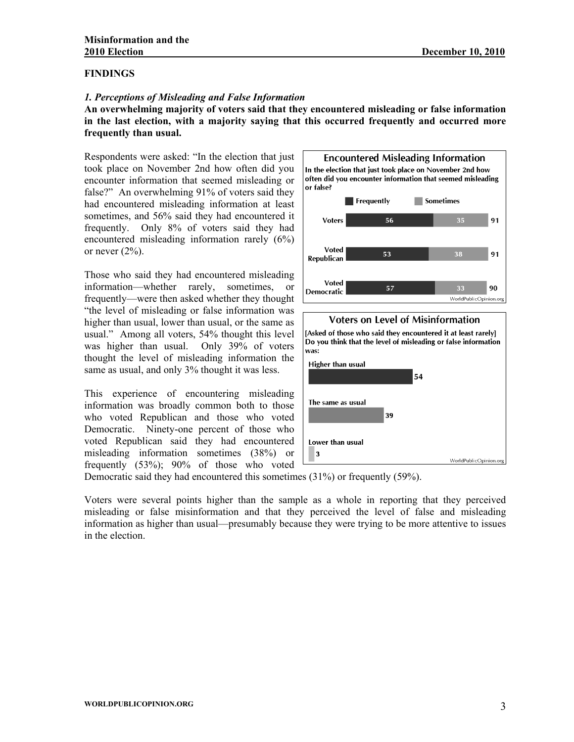## FINDINGS

### *1. Perceptions of Misleading and False Information*

**An overwhelming majority of voters said that they encountered misleading or false information in the last election, with a majority saying that this occurred frequently and occurred more frequently than usual.**

Respondents were asked: "In the election that just took place on November 2nd how often did you encounter information that seemed misleading or false?" An overwhelming 91% of voters said they had encountered misleading information at least sometimes, and 56% said they had encountered it frequently. Only 8% of voters said they had encountered misleading information rarely (6%) or never (2%).

**Encountered Misleading Information**

In the election that just took place on November 2nd how often did you encounter information that seemed misleading or false?

| | Frequently | Sometimes | Total |
|---|---|---|---|
| Voters | 56 | 35 | 91 |
| Voted Republican | 53 | 38 | 91 |
| Voted Democratic | 57 | 33 | 90 |

WorldPublicOpinion.org

Those who said they had encountered misleading information—whether rarely, sometimes, or frequently—were then asked whether they thought "the level of misleading or false information was higher than usual, lower than usual, or the same as usual." Among all voters, 54% thought this level was higher than usual. Only 39% of voters thought the level of misleading information the same as usual, and only 3% thought it was less.

**Voters on Level of Misinformation**

[Asked of those who said they encountered it at least rarely] Do you think that the level of misleading or false information was:

| | |
|---|---|
| Higher than usual | 54 |
| The same as usual | 39 |
| Lower than usual | 3 |

WorldPublicOpinion.org

This experience of encountering misleading information was broadly common both to those who voted Republican and those who voted Democratic. Ninety-one percent of those who voted Republican said they had encountered misleading information sometimes (38%) or frequently (53%); 90% of those who voted Democratic said they had encountered this sometimes (31%) or frequently (59%).

Voters were several points higher than the sample as a whole in reporting that they perceived misleading or false misinformation and that they perceived the level of false and misleading information as higher than usual—presumably because they were trying to be more attentive to issues in the election.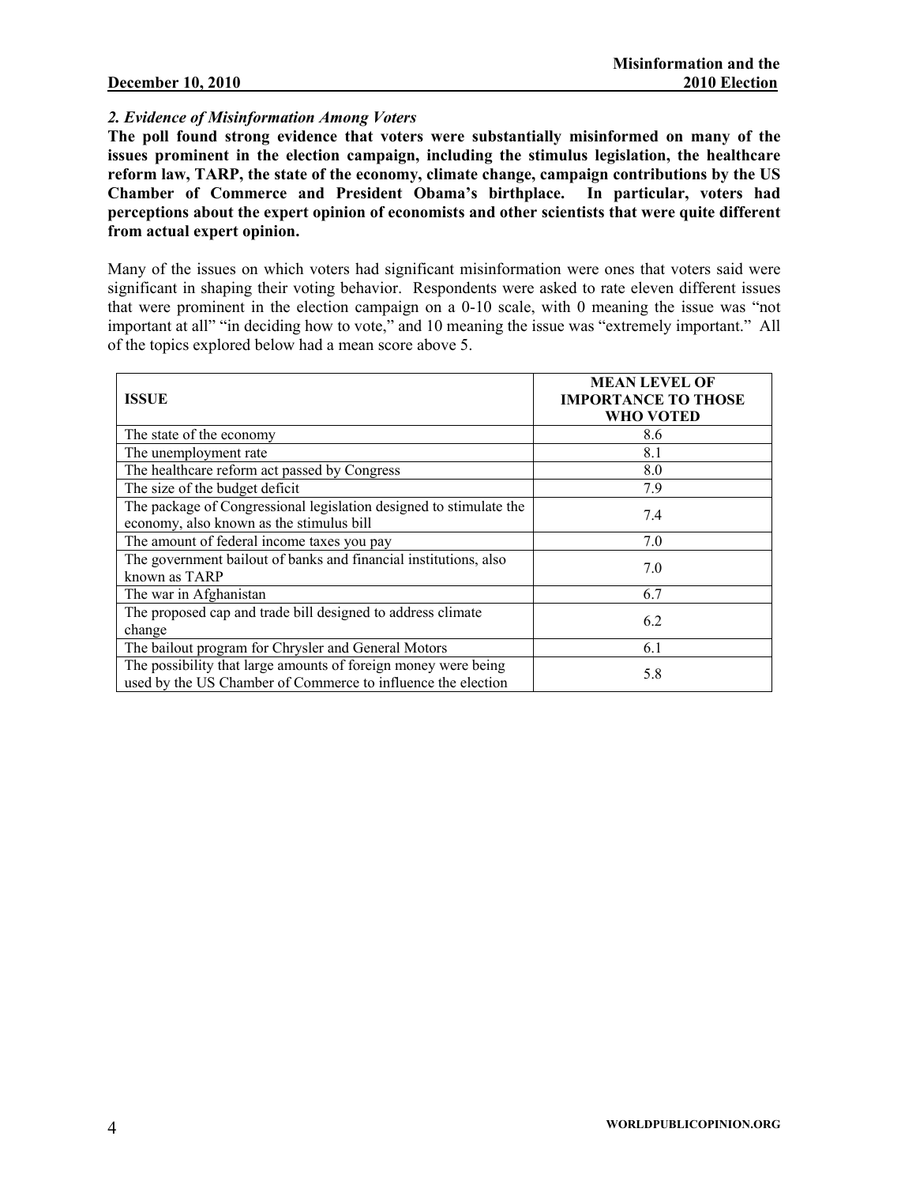### *2. Evidence of Misinformation Among Voters*

**The poll found strong evidence that voters were substantially misinformed on many of the issues prominent in the election campaign, including the stimulus legislation, the healthcare reform law, TARP, the state of the economy, climate change, campaign contributions by the US Chamber of Commerce and President Obama's birthplace. In particular, voters had perceptions about the expert opinion of economists and other scientists that were quite different from actual expert opinion.**

Many of the issues on which voters had significant misinformation were ones that voters said were significant in shaping their voting behavior. Respondents were asked to rate eleven different issues that were prominent in the election campaign on a 0-10 scale, with 0 meaning the issue was "not important at all" "in deciding how to vote," and 10 meaning the issue was "extremely important." All of the topics explored below had a mean score above 5.

| ISSUE | MEAN LEVEL OF IMPORTANCE TO THOSE WHO VOTED |
|---|---|
| The state of the economy | 8.6 |
| The unemployment rate | 8.1 |
| The healthcare reform act passed by Congress | 8.0 |
| The size of the budget deficit | 7.9 |
| The package of Congressional legislation designed to stimulate the economy, also known as the stimulus bill | 7.4 |
| The amount of federal income taxes you pay | 7.0 |
| The government bailout of banks and financial institutions, also known as TARP | 7.0 |
| The war in Afghanistan | 6.7 |
| The proposed cap and trade bill designed to address climate change | 6.2 |
| The bailout program for Chrysler and General Motors | 6.1 |
| The possibility that large amounts of foreign money were being used by the US Chamber of Commerce to influence the election | 5.8 |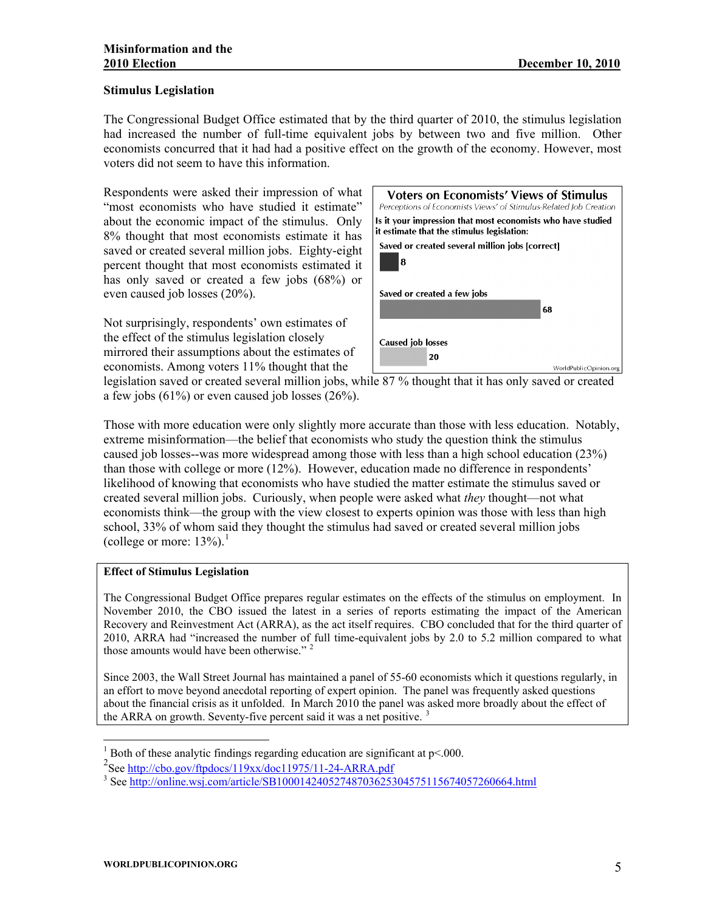### Stimulus Legislation

The Congressional Budget Office estimated that by the third quarter of 2010, the stimulus legislation had increased the number of full-time equivalent jobs by between two and five million. Other economists concurred that it had had a positive effect on the growth of the economy. However, most voters did not seem to have this information.

Respondents were asked their impression of what "most economists who have studied it estimate" about the economic impact of the stimulus. Only 8% thought that most economists estimate it has saved or created several million jobs. Eighty-eight percent thought that most economists estimated it has only saved or created a few jobs (68%) or even caused job losses (20%).

**Voters on Economists' Views of Stimulus**

*Perceptions of Economists Views' of Stimulus-Related Job Creation*

**Is it your impression that most economists who have studied it estimate that the stimulus legislation:**

| Response | % |
|---|---|
| Saved or created several million jobs [correct] | 8 |
| Saved or created a few jobs | 68 |
| Caused job losses | 20 |

WorldPublicOpinion.org

Not surprisingly, respondents' own estimates of the effect of the stimulus legislation closely mirrored their assumptions about the estimates of economists. Among voters 11% thought that the legislation saved or created several million jobs, while 87 % thought that it has only saved or created a few jobs (61%) or even caused job losses (26%).

Those with more education were only slightly more accurate than those with less education. Notably, extreme misinformation—the belief that economists who study the question think the stimulus caused job losses--was more widespread among those with less than a high school education (23%) than those with college or more (12%). However, education made no difference in respondents' likelihood of knowing that economists who have studied the matter estimate the stimulus saved or created several million jobs. Curiously, when people were asked what *they* thought—not what economists think—the group with the view closest to experts opinion was those with less than high school, 33% of whom said they thought the stimulus had saved or created several million jobs (college or more: 13%).[1]

**Effect of Stimulus Legislation**

The Congressional Budget Office prepares regular estimates on the effects of the stimulus on employment. In November 2010, the CBO issued the latest in a series of reports estimating the impact of the American Recovery and Reinvestment Act (ARRA), as the act itself requires. CBO concluded that for the third quarter of 2010, ARRA had "increased the number of full time-equivalent jobs by 2.0 to 5.2 million compared to what those amounts would have been otherwise."[2]

Since 2003, the Wall Street Journal has maintained a panel of 55-60 economists which it questions regularly, in an effort to move beyond anecdotal reporting of expert opinion. The panel was frequently asked questions about the financial crisis as it unfolded. In March 2010 the panel was asked more broadly about the effect of the ARRA on growth. Seventy-five percent said it was a net positive.[3]

---

[1] Both of these analytic findings regarding education are significant at p<.000.

[2] See http://cbo.gov/ftpdocs/119xx/doc11975/11-24-ARRA.pdf

[3] See http://online.wsj.com/article/SB10001424052748703625304575115674057260664.html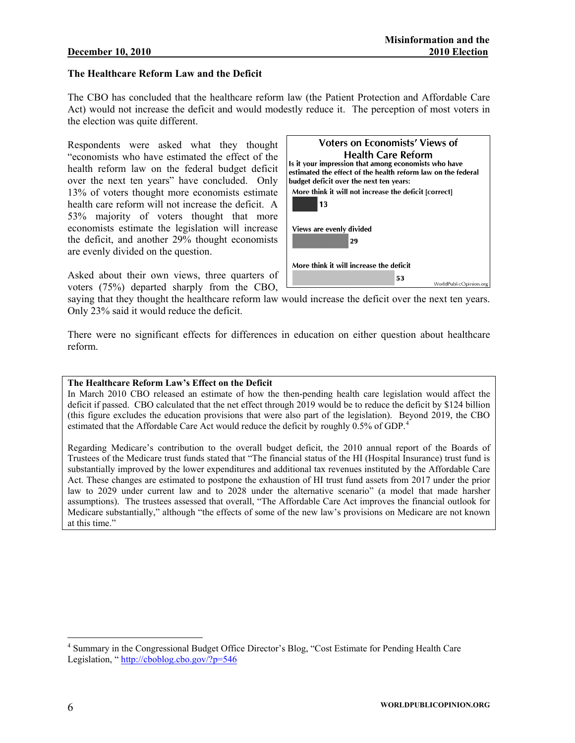## The Healthcare Reform Law and the Deficit

The CBO has concluded that the healthcare reform law (the Patient Protection and Affordable Care Act) would not increase the deficit and would modestly reduce it. The perception of most voters in the election was quite different.

Respondents were asked what they thought "economists who have estimated the effect of the health reform law on the federal budget deficit over the next ten years" have concluded. Only 13% of voters thought more economists estimate health care reform will not increase the deficit. A 53% majority of voters thought that more economists estimate the legislation will increase the deficit, and another 29% thought economists are evenly divided on the question.

**Voters on Economists' Views of Health Care Reform**

**Is it your impression that among economists who have estimated the effect of the health reform law on the federal budget deficit over the next ten years:**

| Response | % |
|---|---|
| More think it will not increase the deficit [correct] | 13 |
| Views are evenly divided | 29 |
| More think it will increase the deficit | 53 |

WorldPublicOpinion.org

Asked about their own views, three quarters of voters (75%) departed sharply from the CBO, saying that they thought the healthcare reform law would increase the deficit over the next ten years. Only 23% said it would reduce the deficit.

There were no significant effects for differences in education on either question about healthcare reform.

**The Healthcare Reform Law's Effect on the Deficit**

In March 2010 CBO released an estimate of how the then-pending health care legislation would affect the deficit if passed. CBO calculated that the net effect through 2019 would be to reduce the deficit by $124 billion (this figure excludes the education provisions that were also part of the legislation). Beyond 2019, the CBO estimated that the Affordable Care Act would reduce the deficit by roughly 0.5% of GDP.[4]

Regarding Medicare's contribution to the overall budget deficit, the 2010 annual report of the Boards of Trustees of the Medicare trust funds stated that "The financial status of the HI (Hospital Insurance) trust fund is substantially improved by the lower expenditures and additional tax revenues instituted by the Affordable Care Act. These changes are estimated to postpone the exhaustion of HI trust fund assets from 2017 under the prior law to 2029 under current law and to 2028 under the alternative scenario" (a model that made harsher assumptions). The trustees assessed that overall, "The Affordable Care Act improves the financial outlook for Medicare substantially," although "the effects of some of the new law's provisions on Medicare are not known at this time."

---

[4] Summary in the Congressional Budget Office Director's Blog, "Cost Estimate for Pending Health Care Legislation, " http://cboblog.cbo.gov/?p=546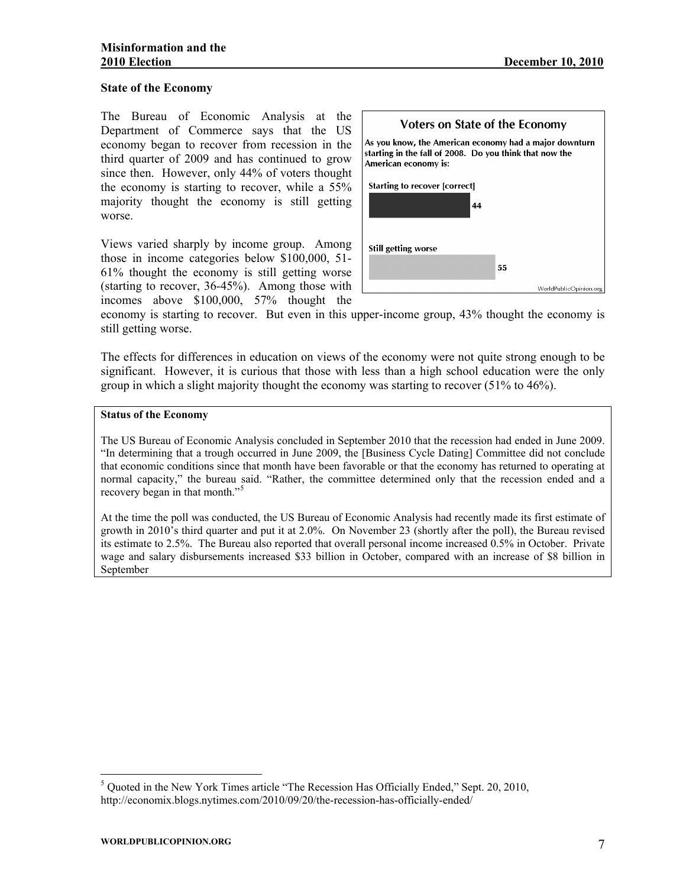### State of the Economy

The Bureau of Economic Analysis at the Department of Commerce says that the US economy began to recover from recession in the third quarter of 2009 and has continued to grow since then. However, only 44% of voters thought the economy is starting to recover, while a 55% majority thought the economy is still getting worse.

**Voters on State of the Economy**

**As you know, the American economy had a major downturn starting in the fall of 2008. Do you think that now the American economy is:**

| | |
|---|---|
| Starting to recover [correct] | 44 |
| Still getting worse | 55 |

WorldPublicOpinion.org

Views varied sharply by income group. Among those in income categories below $100,000, 51-61% thought the economy is still getting worse (starting to recover, 36-45%). Among those with incomes above $100,000, 57% thought the economy is starting to recover. But even in this upper-income group, 43% thought the economy is still getting worse.

The effects for differences in education on views of the economy were not quite strong enough to be significant. However, it is curious that those with less than a high school education were the only group in which a slight majority thought the economy was starting to recover (51% to 46%).

> **Status of the Economy**
>
> The US Bureau of Economic Analysis concluded in September 2010 that the recession had ended in June 2009. "In determining that a trough occurred in June 2009, the [Business Cycle Dating] Committee did not conclude that economic conditions since that month have been favorable or that the economy has returned to operating at normal capacity," the bureau said. "Rather, the committee determined only that the recession ended and a recovery began in that month."[5]
>
> At the time the poll was conducted, the US Bureau of Economic Analysis had recently made its first estimate of growth in 2010's third quarter and put it at 2.0%. On November 23 (shortly after the poll), the Bureau revised its estimate to 2.5%. The Bureau also reported that overall personal income increased 0.5% in October. Private wage and salary disbursements increased $33 billion in October, compared with an increase of $8 billion in September

[5] Quoted in the New York Times article "The Recession Has Officially Ended," Sept. 20, 2010, http://economix.blogs.nytimes.com/2010/09/20/the-recession-has-officially-ended/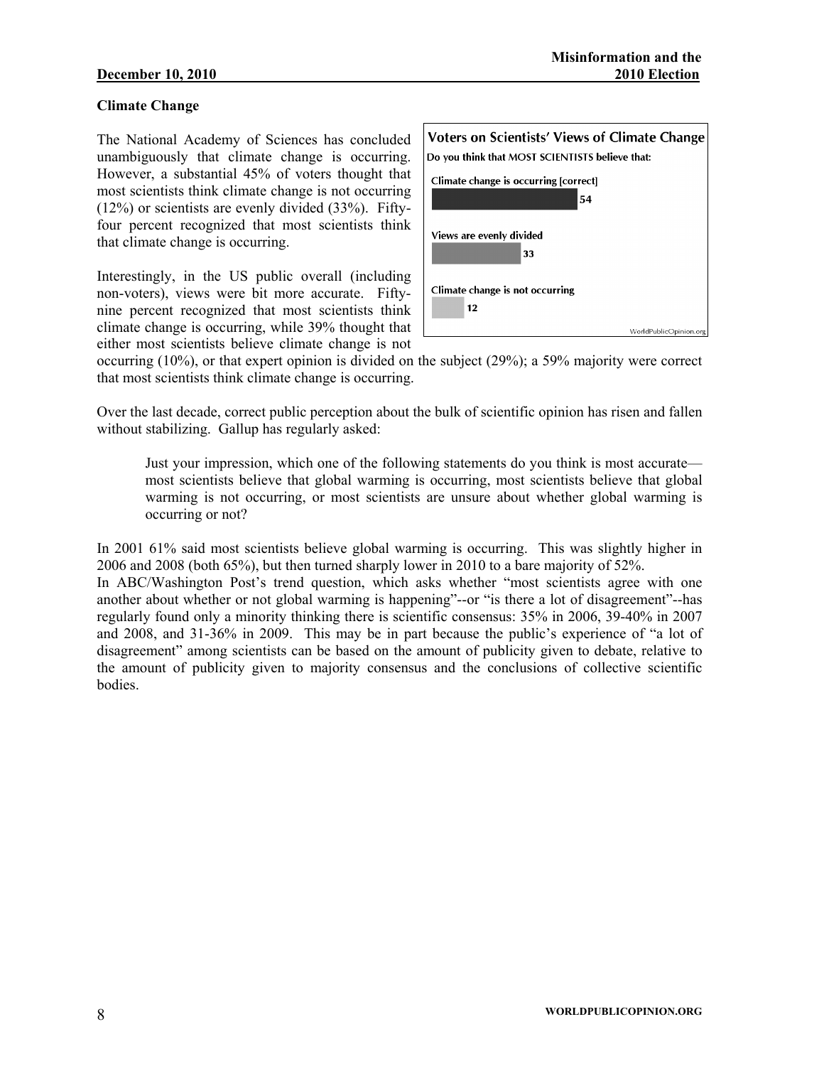### Climate Change

The National Academy of Sciences has concluded unambiguously that climate change is occurring. However, a substantial 45% of voters thought that most scientists think climate change is not occurring (12%) or scientists are evenly divided (33%). Fifty-four percent recognized that most scientists think that climate change is occurring.

**Voters on Scientists' Views of Climate Change**

Do you think that MOST SCIENTISTS believe that:

| Response | % |
| --- | --- |
| Climate change is occurring [correct] | 54 |
| Views are evenly divided | 33 |
| Climate change is not occurring | 12 |

WorldPublicOpinion.org

Interestingly, in the US public overall (including non-voters), views were bit more accurate. Fifty-nine percent recognized that most scientists think climate change is occurring, while 39% thought that either most scientists believe climate change is not occurring (10%), or that expert opinion is divided on the subject (29%); a 59% majority were correct that most scientists think climate change is occurring.

Over the last decade, correct public perception about the bulk of scientific opinion has risen and fallen without stabilizing. Gallup has regularly asked:

> Just your impression, which one of the following statements do you think is most accurate—most scientists believe that global warming is occurring, most scientists believe that global warming is not occurring, or most scientists are unsure about whether global warming is occurring or not?

In 2001 61% said most scientists believe global warming is occurring. This was slightly higher in 2006 and 2008 (both 65%), but then turned sharply lower in 2010 to a bare majority of 52%.
In ABC/Washington Post's trend question, which asks whether "most scientists agree with one another about whether or not global warming is happening"--or "is there a lot of disagreement"--has regularly found only a minority thinking there is scientific consensus: 35% in 2006, 39-40% in 2007 and 2008, and 31-36% in 2009. This may be in part because the public's experience of "a lot of disagreement" among scientists can be based on the amount of publicity given to debate, relative to the amount of publicity given to majority consensus and the conclusions of collective scientific bodies.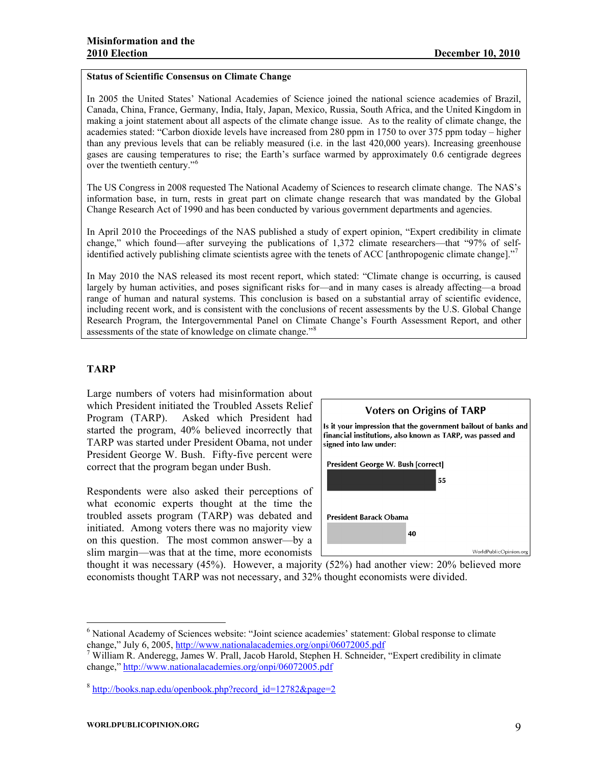**Status of Scientific Consensus on Climate Change**

In 2005 the United States' National Academies of Science joined the national science academies of Brazil, Canada, China, France, Germany, India, Italy, Japan, Mexico, Russia, South Africa, and the United Kingdom in making a joint statement about all aspects of the climate change issue. As to the reality of climate change, the academies stated: "Carbon dioxide levels have increased from 280 ppm in 1750 to over 375 ppm today – higher than any previous levels that can be reliably measured (i.e. in the last 420,000 years). Increasing greenhouse gases are causing temperatures to rise; the Earth's surface warmed by approximately 0.6 centigrade degrees over the twentieth century."[6]

The US Congress in 2008 requested The National Academy of Sciences to research climate change. The NAS's information base, in turn, rests in great part on climate change research that was mandated by the Global Change Research Act of 1990 and has been conducted by various government departments and agencies.

In April 2010 the Proceedings of the NAS published a study of expert opinion, "Expert credibility in climate change," which found—after surveying the publications of 1,372 climate researchers—that "97% of self-identified actively publishing climate scientists agree with the tenets of ACC [anthropogenic climate change]."[7]

In May 2010 the NAS released its most recent report, which stated: "Climate change is occurring, is caused largely by human activities, and poses significant risks for—and in many cases is already affecting—a broad range of human and natural systems. This conclusion is based on a substantial array of scientific evidence, including recent work, and is consistent with the conclusions of recent assessments by the U.S. Global Change Research Program, the Intergovernmental Panel on Climate Change's Fourth Assessment Report, and other assessments of the state of knowledge on climate change."[8]

## TARP

Large numbers of voters had misinformation about which President initiated the Troubled Assets Relief Program (TARP). Asked which President had started the program, 40% believed incorrectly that TARP was started under President Obama, not under President George W. Bush. Fifty-five percent were correct that the program began under Bush.

**Voters on Origins of TARP**

Is it your impression that the government bailout of banks and financial institutions, also known as TARP, was passed and signed into law under:

| Response | % |
|---|---|
| President George W. Bush [correct] | 55 |
| President Barack Obama | 40 |

WorldPublicOpinion.org

Respondents were also asked their perceptions of what economic experts thought at the time the troubled assets program (TARP) was debated and initiated. Among voters there was no majority view on this question. The most common answer—by a slim margin—was that at the time, more economists thought it was necessary (45%). However, a majority (52%) had another view: 20% believed more economists thought TARP was not necessary, and 32% thought economists were divided.

---

[6] National Academy of Sciences website: "Joint science academies' statement: Global response to climate change," July 6, 2005, http://www.nationalacademies.org/onpi/06072005.pdf

[7] William R. Anderegg, James W. Prall, Jacob Harold, Stephen H. Schneider, "Expert credibility in climate change," http://www.nationalacademies.org/onpi/06072005.pdf

[8] http://books.nap.edu/openbook.php?record_id=12782&page=2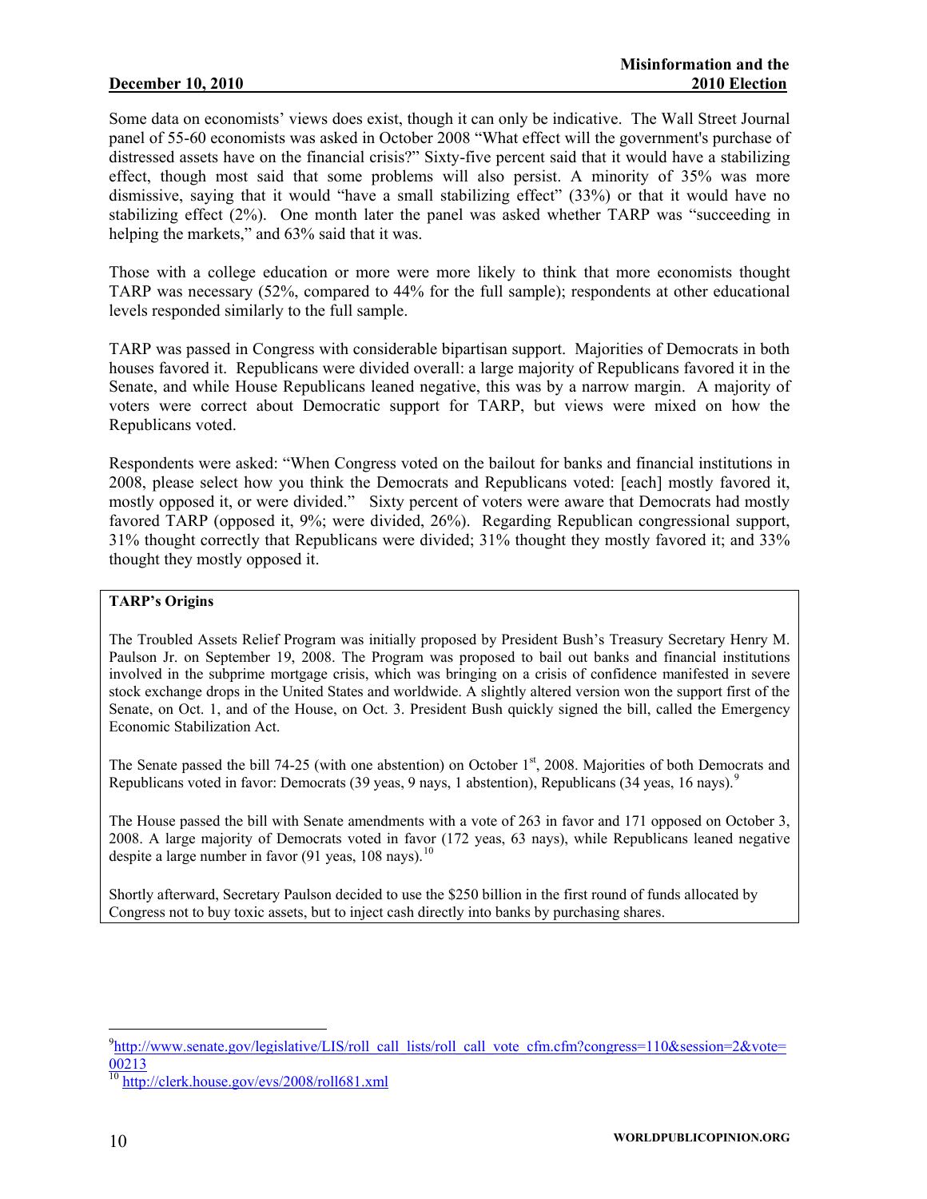Some data on economists' views does exist, though it can only be indicative. The Wall Street Journal panel of 55-60 economists was asked in October 2008 "What effect will the government's purchase of distressed assets have on the financial crisis?" Sixty-five percent said that it would have a stabilizing effect, though most said that some problems will also persist. A minority of 35% was more dismissive, saying that it would "have a small stabilizing effect" (33%) or that it would have no stabilizing effect (2%). One month later the panel was asked whether TARP was "succeeding in helping the markets," and 63% said that it was.

Those with a college education or more were more likely to think that more economists thought TARP was necessary (52%, compared to 44% for the full sample); respondents at other educational levels responded similarly to the full sample.

TARP was passed in Congress with considerable bipartisan support. Majorities of Democrats in both houses favored it. Republicans were divided overall: a large majority of Republicans favored it in the Senate, and while House Republicans leaned negative, this was by a narrow margin. A majority of voters were correct about Democratic support for TARP, but views were mixed on how the Republicans voted.

Respondents were asked: "When Congress voted on the bailout for banks and financial institutions in 2008, please select how you think the Democrats and Republicans voted: [each] mostly favored it, mostly opposed it, or were divided." Sixty percent of voters were aware that Democrats had mostly favored TARP (opposed it, 9%; were divided, 26%). Regarding Republican congressional support, 31% thought correctly that Republicans were divided; 31% thought they mostly favored it; and 33% thought they mostly opposed it.

**TARP's Origins**

The Troubled Assets Relief Program was initially proposed by President Bush's Treasury Secretary Henry M. Paulson Jr. on September 19, 2008. The Program was proposed to bail out banks and financial institutions involved in the subprime mortgage crisis, which was bringing on a crisis of confidence manifested in severe stock exchange drops in the United States and worldwide. A slightly altered version won the support first of the Senate, on Oct. 1, and of the House, on Oct. 3. President Bush quickly signed the bill, called the Emergency Economic Stabilization Act.

The Senate passed the bill 74-25 (with one abstention) on October 1st, 2008. Majorities of both Democrats and Republicans voted in favor: Democrats (39 yeas, 9 nays, 1 abstention), Republicans (34 yeas, 16 nays).[9]

The House passed the bill with Senate amendments with a vote of 263 in favor and 171 opposed on October 3, 2008. A large majority of Democrats voted in favor (172 yeas, 63 nays), while Republicans leaned negative despite a large number in favor (91 yeas, 108 nays).[10]

Shortly afterward, Secretary Paulson decided to use the $250 billion in the first round of funds allocated by Congress not to buy toxic assets, but to inject cash directly into banks by purchasing shares.

---

[9] http://www.senate.gov/legislative/LIS/roll_call_lists/roll_call_vote_cfm.cfm?congress=110&session=2&vote=00213

[10] http://clerk.house.gov/evs/2008/roll681.xml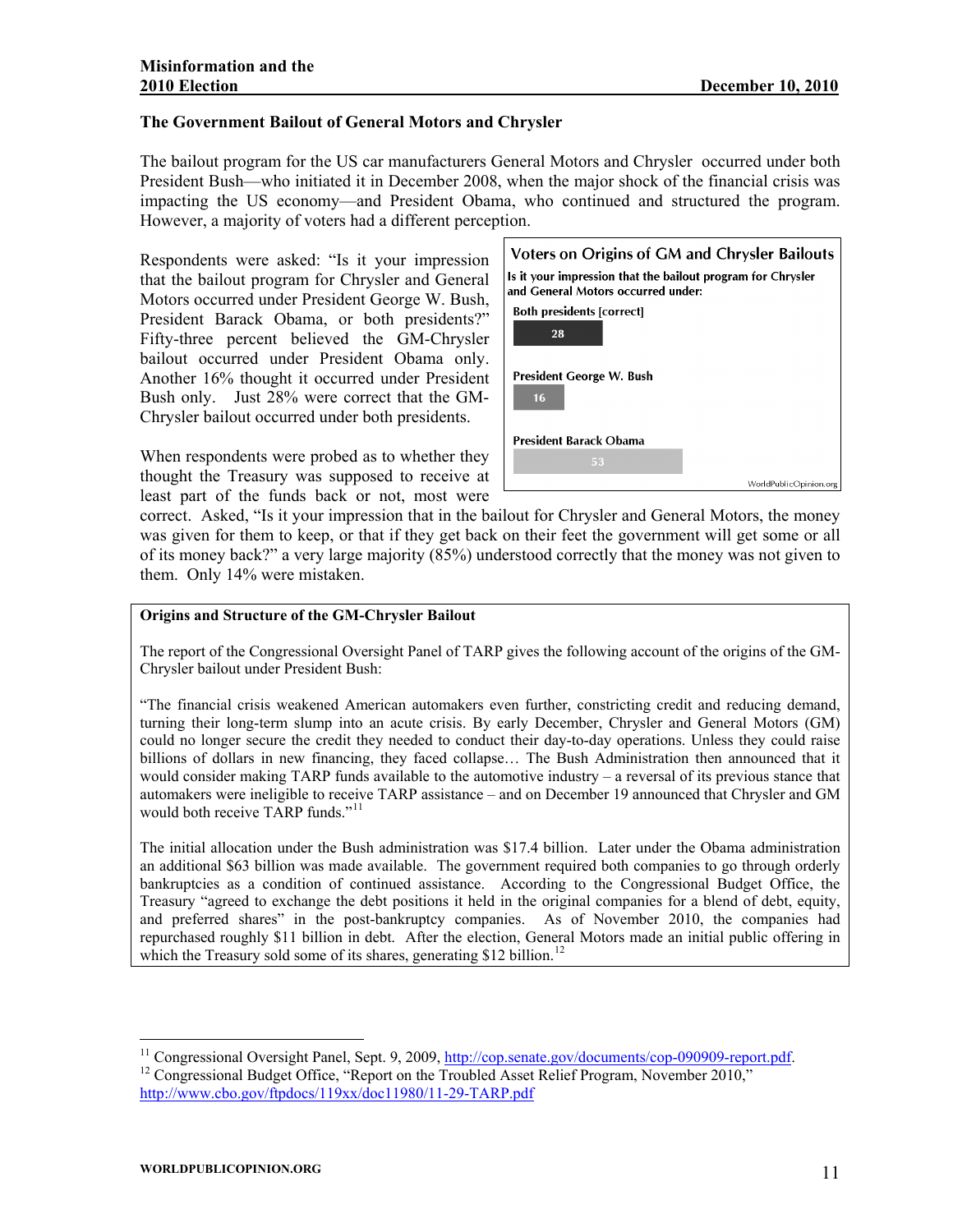### The Government Bailout of General Motors and Chrysler

The bailout program for the US car manufacturers General Motors and Chrysler occurred under both President Bush—who initiated it in December 2008, when the major shock of the financial crisis was impacting the US economy—and President Obama, who continued and structured the program. However, a majority of voters had a different perception.

Respondents were asked: "Is it your impression that the bailout program for Chrysler and General Motors occurred under President George W. Bush, President Barack Obama, or both presidents?" Fifty-three percent believed the GM-Chrysler bailout occurred under President Obama only. Another 16% thought it occurred under President Bush only. Just 28% were correct that the GM-Chrysler bailout occurred under both presidents.

**Voters on Origins of GM and Chrysler Bailouts**

**Is it your impression that the bailout program for Chrysler and General Motors occurred under:**

| Response | % |
|---|---|
| Both presidents [correct] | 28 |
| President George W. Bush | 16 |
| President Barack Obama | 53 |

WorldPublicOpinion.org

When respondents were probed as to whether they thought the Treasury was supposed to receive at least part of the funds back or not, most were correct. Asked, "Is it your impression that in the bailout for Chrysler and General Motors, the money was given for them to keep, or that if they get back on their feet the government will get some or all of its money back?" a very large majority (85%) understood correctly that the money was not given to them. Only 14% were mistaken.

**Origins and Structure of the GM-Chrysler Bailout**

The report of the Congressional Oversight Panel of TARP gives the following account of the origins of the GM-Chrysler bailout under President Bush:

"The financial crisis weakened American automakers even further, constricting credit and reducing demand, turning their long-term slump into an acute crisis. By early December, Chrysler and General Motors (GM) could no longer secure the credit they needed to conduct their day-to-day operations. Unless they could raise billions of dollars in new financing, they faced collapse… The Bush Administration then announced that it would consider making TARP funds available to the automotive industry – a reversal of its previous stance that automakers were ineligible to receive TARP assistance – and on December 19 announced that Chrysler and GM would both receive TARP funds."[11]

The initial allocation under the Bush administration was $17.4 billion. Later under the Obama administration an additional $63 billion was made available. The government required both companies to go through orderly bankruptcies as a condition of continued assistance. According to the Congressional Budget Office, the Treasury "agreed to exchange the debt positions it held in the original companies for a blend of debt, equity, and preferred shares" in the post-bankruptcy companies. As of November 2010, the companies had repurchased roughly $11 billion in debt. After the election, General Motors made an initial public offering in which the Treasury sold some of its shares, generating $12 billion.[12]

---

[11] Congressional Oversight Panel, Sept. 9, 2009, http://cop.senate.gov/documents/cop-090909-report.pdf.

[12] Congressional Budget Office, "Report on the Troubled Asset Relief Program, November 2010," http://www.cbo.gov/ftpdocs/119xx/doc11980/11-29-TARP.pdf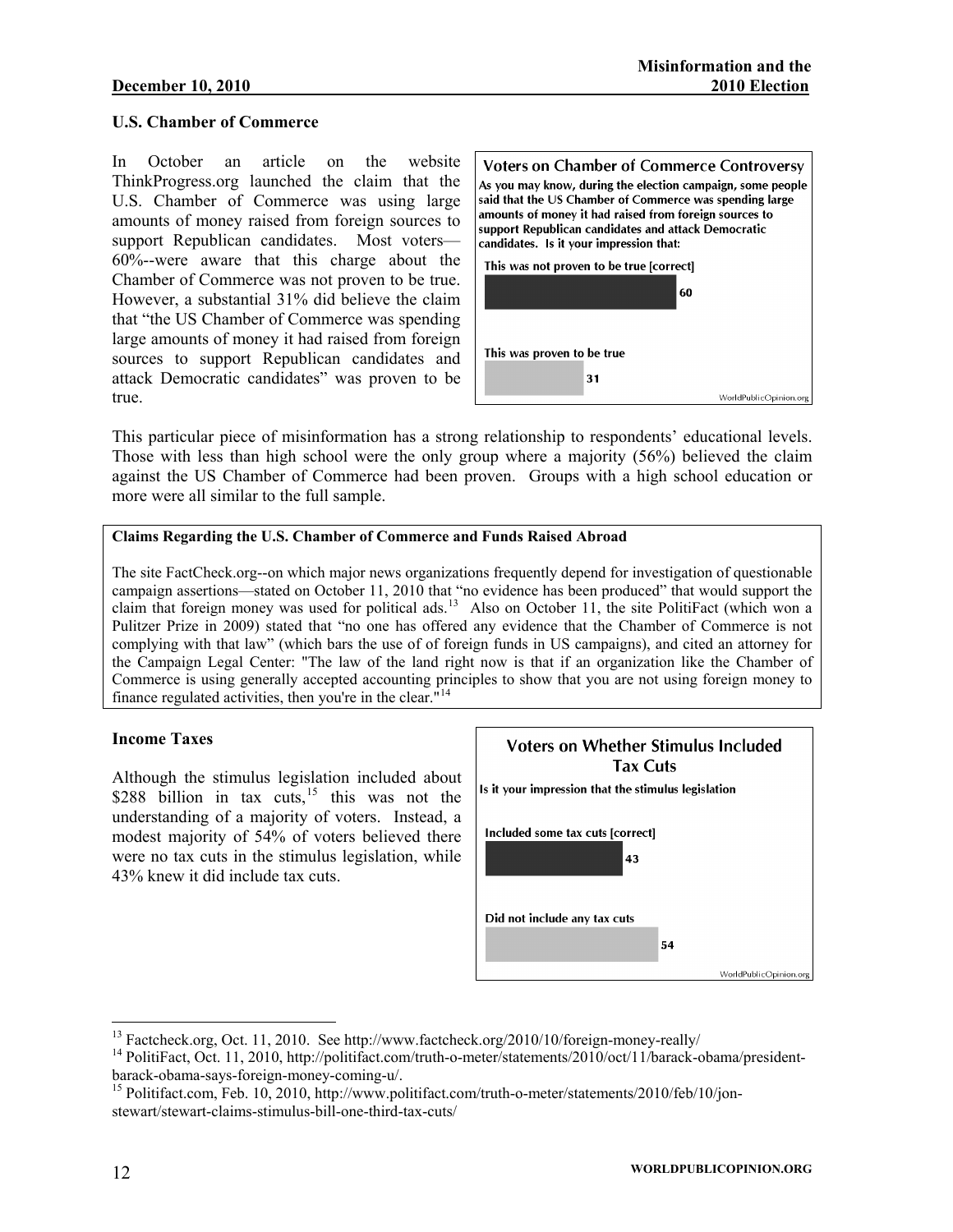### U.S. Chamber of Commerce

In October an article on the website ThinkProgress.org launched the claim that the U.S. Chamber of Commerce was using large amounts of money raised from foreign sources to support Republican candidates. Most voters—60%--were aware that this charge about the Chamber of Commerce was not proven to be true. However, a substantial 31% did believe the claim that "the US Chamber of Commerce was spending large amounts of money it had raised from foreign sources to support Republican candidates and attack Democratic candidates" was proven to be true.

**Voters on Chamber of Commerce Controversy**

As you may know, during the election campaign, some people said that the US Chamber of Commerce was spending large amounts of money it had raised from foreign sources to support Republican candidates and attack Democratic candidates. Is it your impression that:

| Response | % |
|---|---|
| This was not proven to be true [correct] | 60 |
| This was proven to be true | 31 |

WorldPublicOpinion.org

This particular piece of misinformation has a strong relationship to respondents' educational levels. Those with less than high school were the only group where a majority (56%) believed the claim against the US Chamber of Commerce had been proven. Groups with a high school education or more were all similar to the full sample.

**Claims Regarding the U.S. Chamber of Commerce and Funds Raised Abroad**

The site FactCheck.org--on which major news organizations frequently depend for investigation of questionable campaign assertions—stated on October 11, 2010 that "no evidence has been produced" that would support the claim that foreign money was used for political ads.[13] Also on October 11, the site PolitiFact (which won a Pulitzer Prize in 2009) stated that "no one has offered any evidence that the Chamber of Commerce is not complying with that law" (which bars the use of of foreign funds in US campaigns), and cited an attorney for the Campaign Legal Center: "The law of the land right now is that if an organization like the Chamber of Commerce is using generally accepted accounting principles to show that you are not using foreign money to finance regulated activities, then you're in the clear."[14]

### Income Taxes

Although the stimulus legislation included about $288 billion in tax cuts,[15] this was not the understanding of a majority of voters. Instead, a modest majority of 54% of voters believed there were no tax cuts in the stimulus legislation, while 43% knew it did include tax cuts.

**Voters on Whether Stimulus Included Tax Cuts**

Is it your impression that the stimulus legislation

| Response | % |
|---|---|
| Included some tax cuts [correct] | 43 |
| Did not include any tax cuts | 54 |

WorldPublicOpinion.org

---

[13] Factcheck.org, Oct. 11, 2010. See http://www.factcheck.org/2010/10/foreign-money-really/

[14] PolitiFact, Oct. 11, 2010, http://politifact.com/truth-o-meter/statements/2010/oct/11/barack-obama/president-barack-obama-says-foreign-money-coming-u/.

[15] Politifact.com, Feb. 10, 2010, http://www.politifact.com/truth-o-meter/statements/2010/feb/10/jon-stewart/stewart-claims-stimulus-bill-one-third-tax-cuts/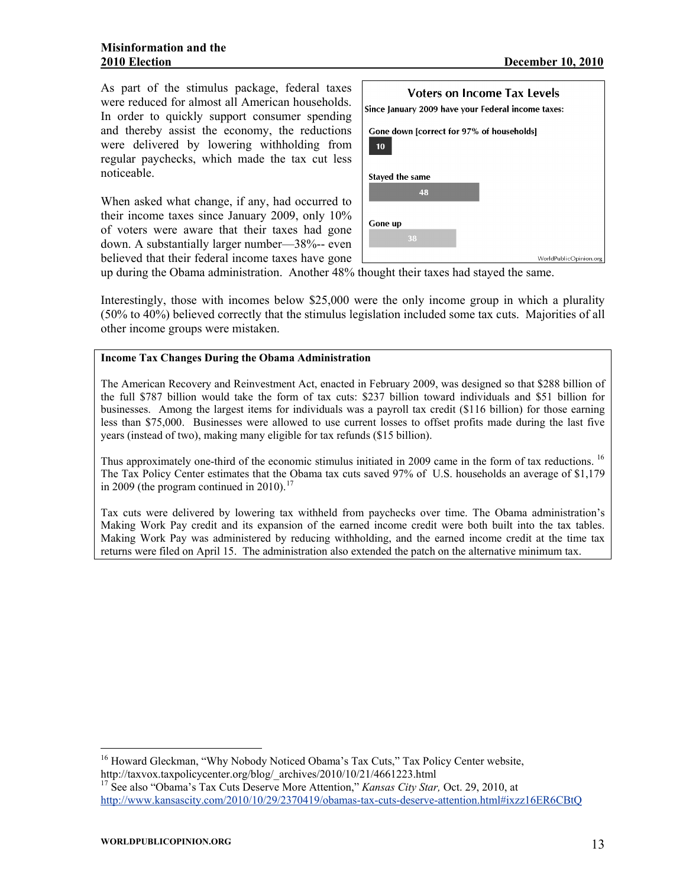As part of the stimulus package, federal taxes were reduced for almost all American households. In order to quickly support consumer spending and thereby assist the economy, the reductions were delivered by lowering withholding from regular paychecks, which made the tax cut less noticeable.

**Voters on Income Tax Levels**

Since January 2009 have your Federal income taxes:

| Response | % |
|---|---|
| Gone down [correct for 97% of households] | 10 |
| Stayed the same | 48 |
| Gone up | 38 |

WorldPublicOpinion.org

When asked what change, if any, had occurred to their income taxes since January 2009, only 10% of voters were aware that their taxes had gone down. A substantially larger number—38%-- even believed that their federal income taxes have gone up during the Obama administration. Another 48% thought their taxes had stayed the same.

Interestingly, those with incomes below $25,000 were the only income group in which a plurality (50% to 40%) believed correctly that the stimulus legislation included some tax cuts. Majorities of all other income groups were mistaken.

**Income Tax Changes During the Obama Administration**

The American Recovery and Reinvestment Act, enacted in February 2009, was designed so that $288 billion of the full $787 billion would take the form of tax cuts: $237 billion toward individuals and $51 billion for businesses. Among the largest items for individuals was a payroll tax credit ($116 billion) for those earning less than $75,000. Businesses were allowed to use current losses to offset profits made during the last five years (instead of two), making many eligible for tax refunds ($15 billion).

Thus approximately one-third of the economic stimulus initiated in 2009 came in the form of tax reductions. [16] The Tax Policy Center estimates that the Obama tax cuts saved 97% of U.S. households an average of $1,179 in 2009 (the program continued in 2010). [17]

Tax cuts were delivered by lowering tax withheld from paychecks over time. The Obama administration's Making Work Pay credit and its expansion of the earned income credit were both built into the tax tables. Making Work Pay was administered by reducing withholding, and the earned income credit at the time tax returns were filed on April 15. The administration also extended the patch on the alternative minimum tax.

---

[16] Howard Gleckman, "Why Nobody Noticed Obama's Tax Cuts," Tax Policy Center website, http://taxvox.taxpolicycenter.org/blog/_archives/2010/10/21/4661223.html

[17] See also "Obama's Tax Cuts Deserve More Attention," *Kansas City Star,* Oct. 29, 2010, at http://www.kansascity.com/2010/10/29/2370419/obamas-tax-cuts-deserve-attention.html#ixzz16ER6CBtQ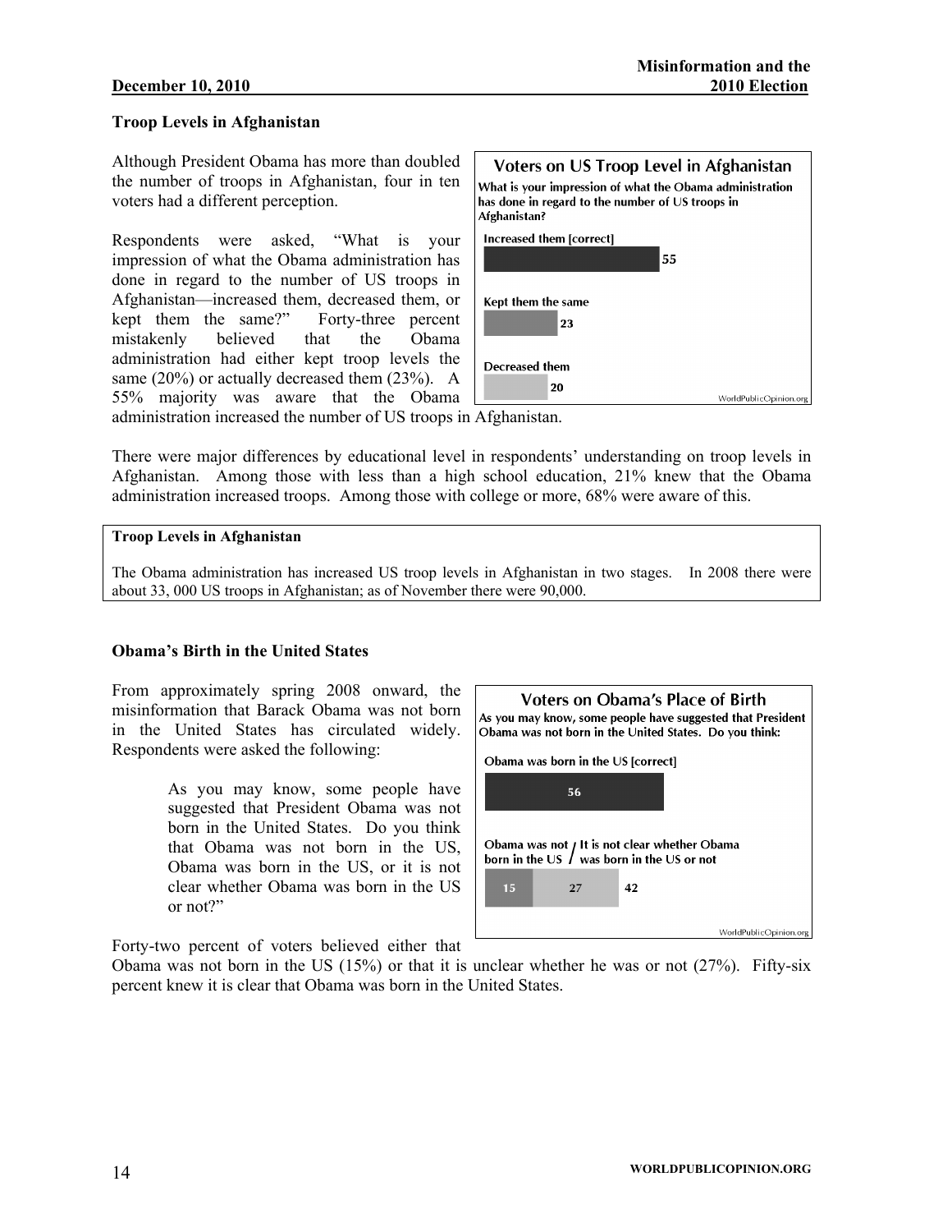### Troop Levels in Afghanistan

Although President Obama has more than doubled the number of troops in Afghanistan, four in ten voters had a different perception.

Respondents were asked, "What is your impression of what the Obama administration has done in regard to the number of US troops in Afghanistan—increased them, decreased them, or kept them the same?" Forty-three percent mistakenly believed that the Obama administration had either kept troop levels the same (20%) or actually decreased them (23%). A 55% majority was aware that the Obama administration increased the number of US troops in Afghanistan.

**Voters on US Troop Level in Afghanistan**

What is your impression of what the Obama administration has done in regard to the number of US troops in Afghanistan?

| Response | % |
| --- | --- |
| Increased them [correct] | 55 |
| Kept them the same | 23 |
| Decreased them | 20 |

WorldPublicOpinion.org

There were major differences by educational level in respondents' understanding on troop levels in Afghanistan. Among those with less than a high school education, 21% knew that the Obama administration increased troops. Among those with college or more, 68% were aware of this.

> **Troop Levels in Afghanistan**
>
> The Obama administration has increased US troop levels in Afghanistan in two stages. In 2008 there were about 33, 000 US troops in Afghanistan; as of November there were 90,000.

### Obama's Birth in the United States

From approximately spring 2008 onward, the misinformation that Barack Obama was not born in the United States has circulated widely. Respondents were asked the following:

> As you may know, some people have suggested that President Obama was not born in the United States. Do you think that Obama was not born in the US, Obama was born in the US, or it is not clear whether Obama was born in the US or not?"

**Voters on Obama's Place of Birth**

As you may know, some people have suggested that President Obama was not born in the United States. Do you think:

| Response | % |
| --- | --- |
| Obama was born in the US [correct] | 56 |
| Obama was not born in the US | 15 |
| It is not clear whether Obama was born in the US or not | 27 |
| Total (not born in US / not clear) | 42 |

WorldPublicOpinion.org

Forty-two percent of voters believed either that Obama was not born in the US (15%) or that it is unclear whether he was or not (27%). Fifty-six percent knew it is clear that Obama was born in the United States.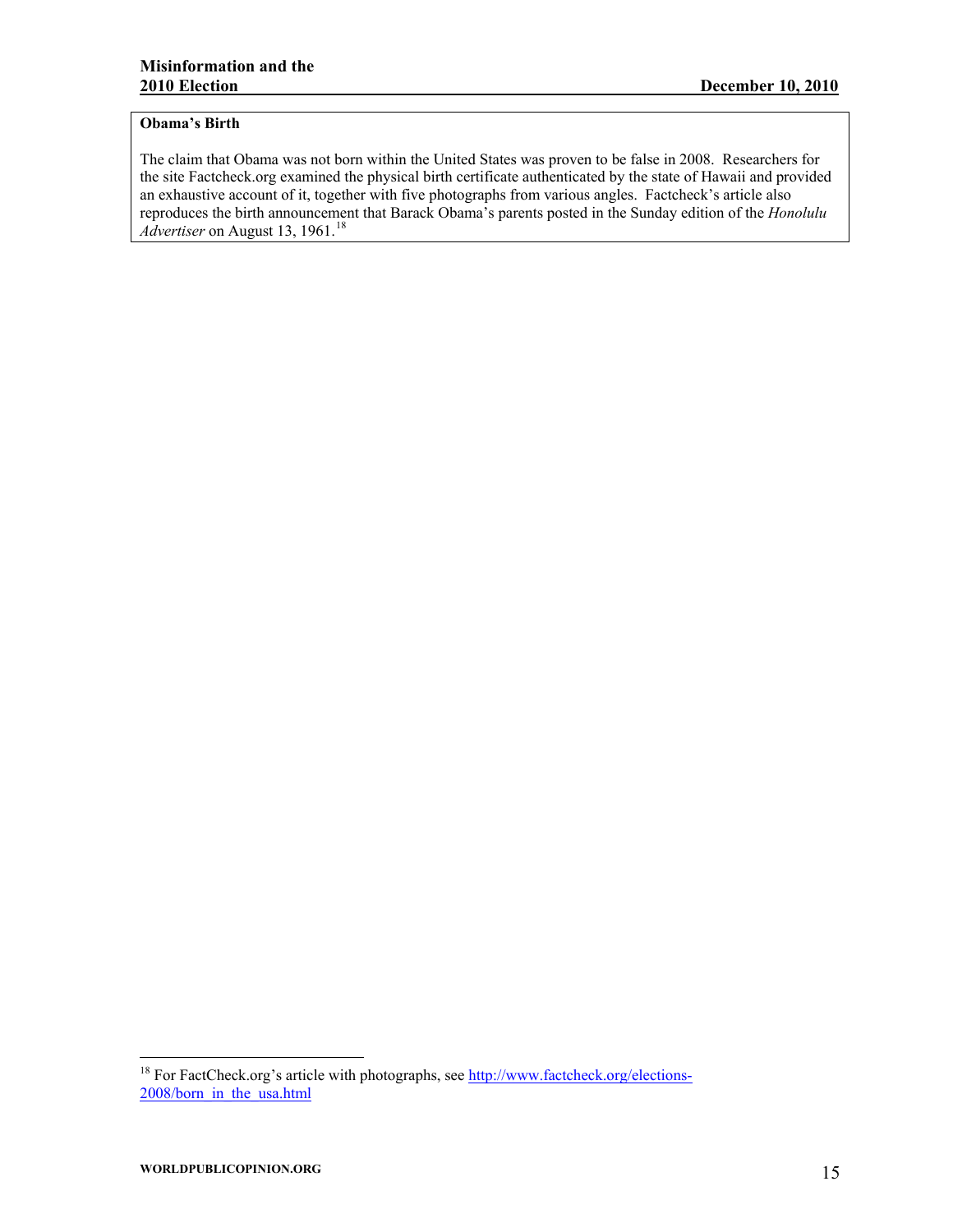**Obama's Birth**

The claim that Obama was not born within the United States was proven to be false in 2008. Researchers for the site Factcheck.org examined the physical birth certificate authenticated by the state of Hawaii and provided an exhaustive account of it, together with five photographs from various angles. Factcheck's article also reproduces the birth announcement that Barack Obama's parents posted in the Sunday edition of the *Honolulu Advertiser* on August 13, 1961.[18]

[18] For FactCheck.org's article with photographs, see http://www.factcheck.org/elections-2008/born_in_the_usa.html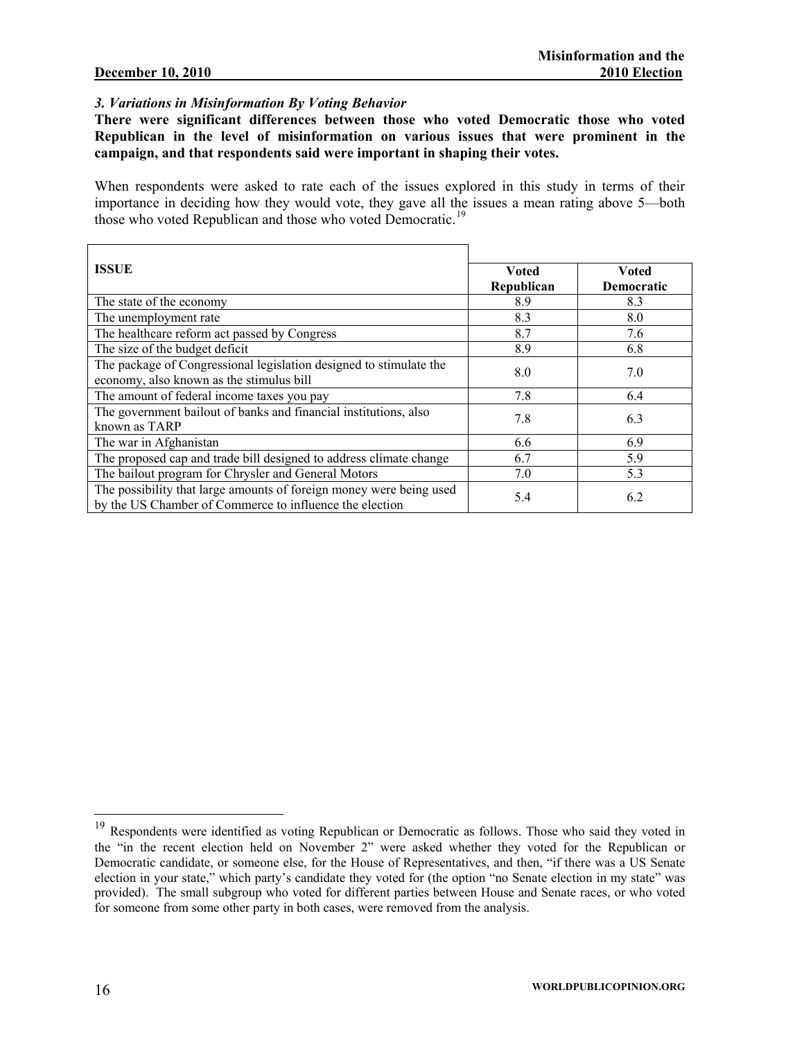### *3. Variations in Misinformation By Voting Behavior*

**There were significant differences between those who voted Democratic those who voted Republican in the level of misinformation on various issues that were prominent in the campaign, and that respondents said were important in shaping their votes.**

When respondents were asked to rate each of the issues explored in this study in terms of their importance in deciding how they would vote, they gave all the issues a mean rating above 5—both those who voted Republican and those who voted Democratic.[19]

| **ISSUE** | **Voted Republican** | **Voted Democratic** |
|---|---|---|
| The state of the economy | 8.9 | 8.3 |
| The unemployment rate | 8.3 | 8.0 |
| The healthcare reform act passed by Congress | 8.7 | 7.6 |
| The size of the budget deficit | 8.9 | 6.8 |
| The package of Congressional legislation designed to stimulate the economy, also known as the stimulus bill | 8.0 | 7.0 |
| The amount of federal income taxes you pay | 7.8 | 6.4 |
| The government bailout of banks and financial institutions, also known as TARP | 7.8 | 6.3 |
| The war in Afghanistan | 6.6 | 6.9 |
| The proposed cap and trade bill designed to address climate change | 6.7 | 5.9 |
| The bailout program for Chrysler and General Motors | 7.0 | 5.3 |
| The possibility that large amounts of foreign money were being used by the US Chamber of Commerce to influence the election | 5.4 | 6.2 |

[19] Respondents were identified as voting Republican or Democratic as follows. Those who said they voted in the "in the recent election held on November 2" were asked whether they voted for the Republican or Democratic candidate, or someone else, for the House of Representatives, and then, "if there was a US Senate election in your state," which party's candidate they voted for (the option "no Senate election in my state" was provided). The small subgroup who voted for different parties between House and Senate races, or who voted for someone from some other party in both cases, were removed from the analysis.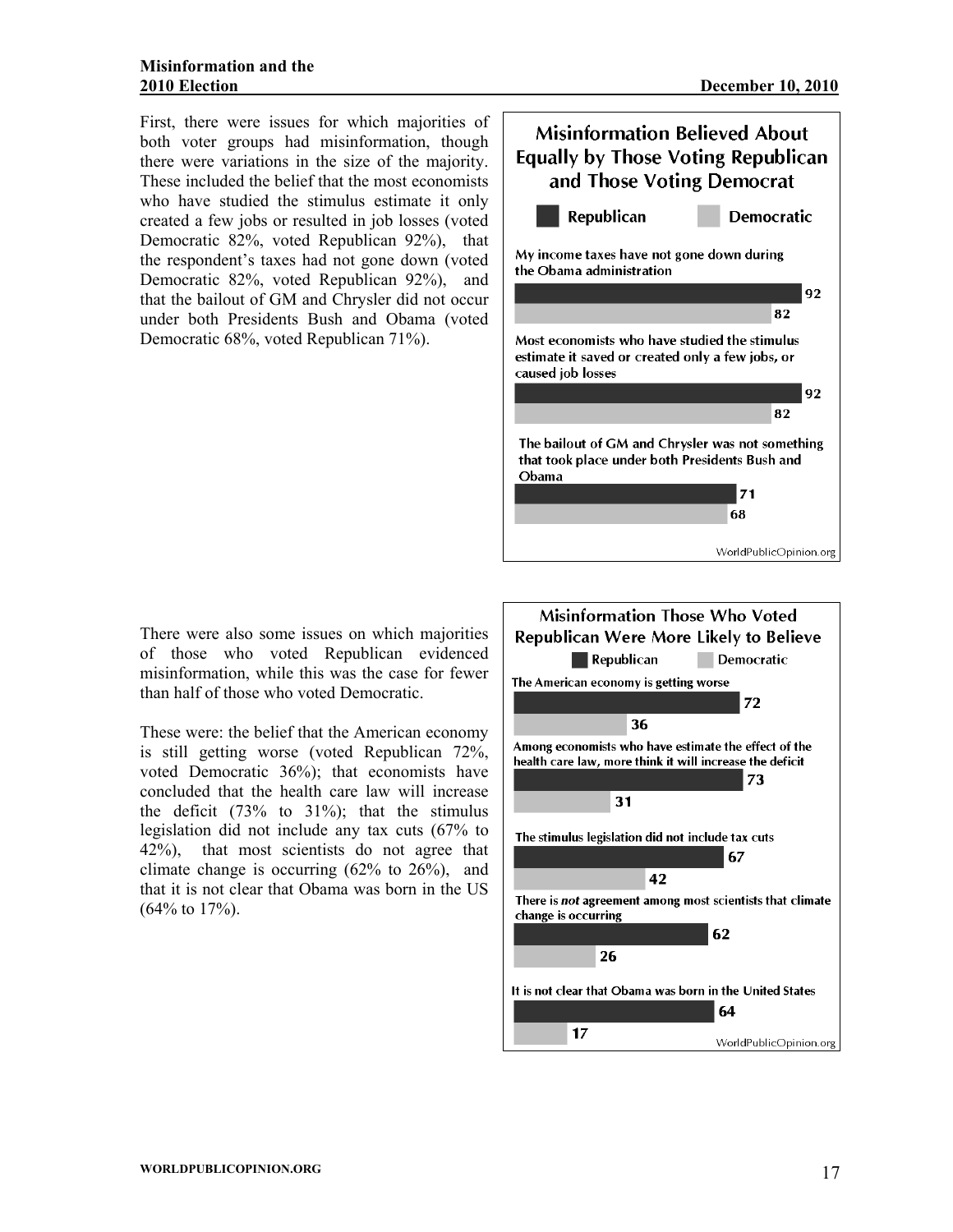First, there were issues for which majorities of both voter groups had misinformation, though there were variations in the size of the majority. These included the belief that the most economists who have studied the stimulus estimate it only created a few jobs or resulted in job losses (voted Democratic 82%, voted Republican 92%), that the respondent's taxes had not gone down (voted Democratic 82%, voted Republican 92%), and that the bailout of GM and Chrysler did not occur under both Presidents Bush and Obama (voted Democratic 68%, voted Republican 71%).

**Misinformation Believed About Equally by Those Voting Republican and Those Voting Democrat**

| | Republican | Democratic |
| --- | --- | --- |
| My income taxes have not gone down during the Obama administration | 92 | 82 |
| Most economists who have studied the stimulus estimate it saved or created only a few jobs, or caused job losses | 92 | 82 |
| The bailout of GM and Chrysler was not something that took place under both Presidents Bush and Obama | 71 | 68 |

WorldPublicOpinion.org

There were also some issues on which majorities of those who voted Republican evidenced misinformation, while this was the case for fewer than half of those who voted Democratic.

These were: the belief that the American economy is still getting worse (voted Republican 72%, voted Democratic 36%); that economists have concluded that the health care law will increase the deficit (73% to 31%); that the stimulus legislation did not include any tax cuts (67% to 42%), that most scientists do not agree that climate change is occurring (62% to 26%), and that it is not clear that Obama was born in the US (64% to 17%).

**Misinformation Those Who Voted Republican Were More Likely to Believe**

| | Republican | Democratic |
| --- | --- | --- |
| The American economy is getting worse | 72 | 36 |
| Among economists who have estimate the effect of the health care law, more think it will increase the deficit | 73 | 31 |
| The stimulus legislation did not include tax cuts | 67 | 42 |
| There is *not* agreement among most scientists that climate change is occurring | 62 | 26 |
| It is not clear that Obama was born in the United States | 64 | 17 |

WorldPublicOpinion.org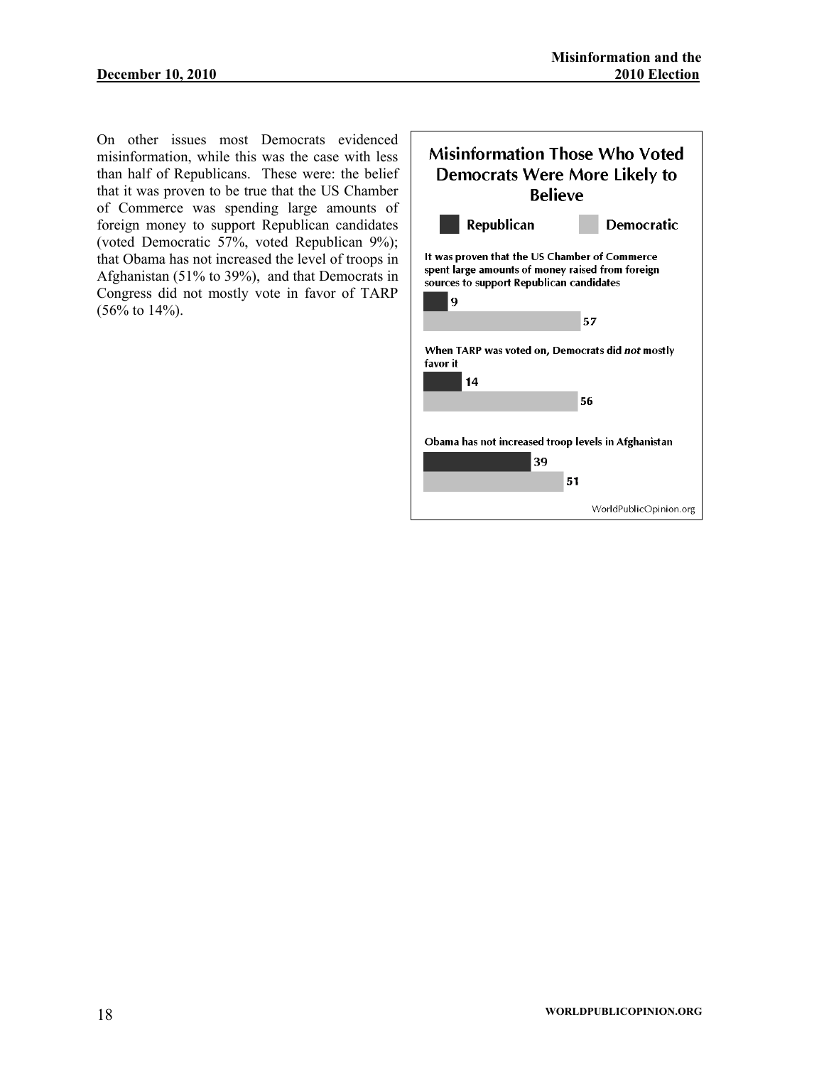On other issues most Democrats evidenced misinformation, while this was the case with less than half of Republicans. These were: the belief that it was proven to be true that the US Chamber of Commerce was spending large amounts of foreign money to support Republican candidates (voted Democratic 57%, voted Republican 9%); that Obama has not increased the level of troops in Afghanistan (51% to 39%), and that Democrats in Congress did not mostly vote in favor of TARP (56% to 14%).

**Misinformation Those Who Voted Democrats Were More Likely to Believe**

| | Republican | Democratic |
|---|---|---|
| It was proven that the US Chamber of Commerce spent large amounts of money raised from foreign sources to support Republican candidates | 9 | 57 |
| When TARP was voted on, Democrats did *not* mostly favor it | 14 | 56 |
| Obama has not increased troop levels in Afghanistan | 39 | 51 |

WorldPublicOpinion.org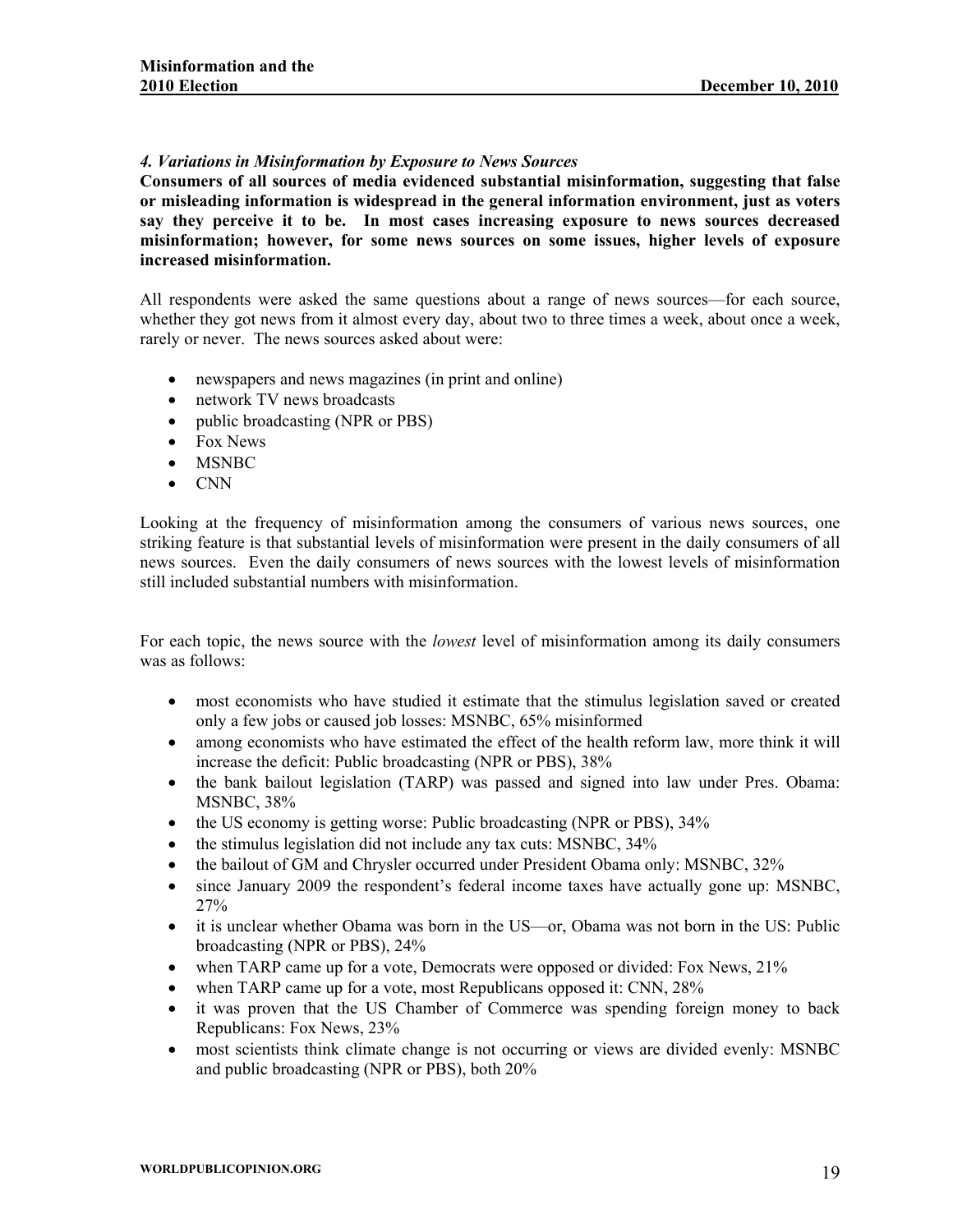### *4. Variations in Misinformation by Exposure to News Sources*

**Consumers of all sources of media evidenced substantial misinformation, suggesting that false or misleading information is widespread in the general information environment, just as voters say they perceive it to be. In most cases increasing exposure to news sources decreased misinformation; however, for some news sources on some issues, higher levels of exposure increased misinformation.**

All respondents were asked the same questions about a range of news sources—for each source, whether they got news from it almost every day, about two to three times a week, about once a week, rarely or never. The news sources asked about were:

- newspapers and news magazines (in print and online)
- network TV news broadcasts
- public broadcasting (NPR or PBS)
- Fox News
- MSNBC
- CNN

Looking at the frequency of misinformation among the consumers of various news sources, one striking feature is that substantial levels of misinformation were present in the daily consumers of all news sources. Even the daily consumers of news sources with the lowest levels of misinformation still included substantial numbers with misinformation.

For each topic, the news source with the *lowest* level of misinformation among its daily consumers was as follows:

- most economists who have studied it estimate that the stimulus legislation saved or created only a few jobs or caused job losses: MSNBC, 65% misinformed
- among economists who have estimated the effect of the health reform law, more think it will increase the deficit: Public broadcasting (NPR or PBS), 38%
- the bank bailout legislation (TARP) was passed and signed into law under Pres. Obama: MSNBC, 38%
- the US economy is getting worse: Public broadcasting (NPR or PBS), 34%
- the stimulus legislation did not include any tax cuts: MSNBC, 34%
- the bailout of GM and Chrysler occurred under President Obama only: MSNBC, 32%
- since January 2009 the respondent's federal income taxes have actually gone up: MSNBC, 27%
- it is unclear whether Obama was born in the US—or, Obama was not born in the US: Public broadcasting (NPR or PBS), 24%
- when TARP came up for a vote, Democrats were opposed or divided: Fox News, 21%
- when TARP came up for a vote, most Republicans opposed it: CNN, 28%
- it was proven that the US Chamber of Commerce was spending foreign money to back Republicans: Fox News, 23%
- most scientists think climate change is not occurring or views are divided evenly: MSNBC and public broadcasting (NPR or PBS), both 20%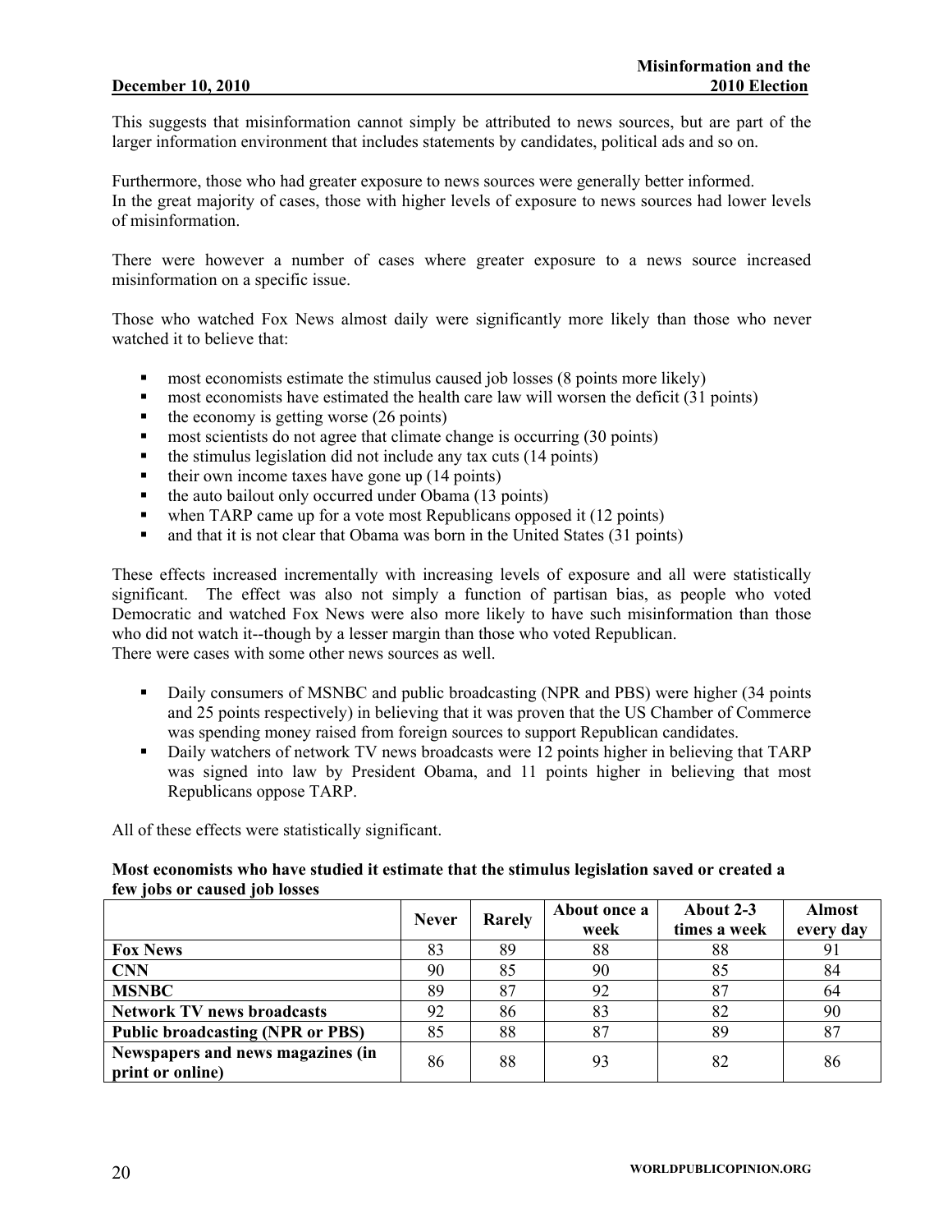This suggests that misinformation cannot simply be attributed to news sources, but are part of the larger information environment that includes statements by candidates, political ads and so on.

Furthermore, those who had greater exposure to news sources were generally better informed. In the great majority of cases, those with higher levels of exposure to news sources had lower levels of misinformation.

There were however a number of cases where greater exposure to a news source increased misinformation on a specific issue.

Those who watched Fox News almost daily were significantly more likely than those who never watched it to believe that:

- most economists estimate the stimulus caused job losses (8 points more likely)
- most economists have estimated the health care law will worsen the deficit (31 points)
- the economy is getting worse (26 points)
- most scientists do not agree that climate change is occurring (30 points)
- the stimulus legislation did not include any tax cuts (14 points)
- their own income taxes have gone up (14 points)
- the auto bailout only occurred under Obama (13 points)
- when TARP came up for a vote most Republicans opposed it (12 points)
- and that it is not clear that Obama was born in the United States (31 points)

These effects increased incrementally with increasing levels of exposure and all were statistically significant. The effect was also not simply a function of partisan bias, as people who voted Democratic and watched Fox News were also more likely to have such misinformation than those who did not watch it--though by a lesser margin than those who voted Republican.
There were cases with some other news sources as well.

- Daily consumers of MSNBC and public broadcasting (NPR and PBS) were higher (34 points and 25 points respectively) in believing that it was proven that the US Chamber of Commerce was spending money raised from foreign sources to support Republican candidates.
- Daily watchers of network TV news broadcasts were 12 points higher in believing that TARP was signed into law by President Obama, and 11 points higher in believing that most Republicans oppose TARP.

All of these effects were statistically significant.

**Most economists who have studied it estimate that the stimulus legislation saved or created a few jobs or caused job losses**

| | Never | Rarely | About once a week | About 2-3 times a week | Almost every day |
|---|---|---|---|---|---|
| **Fox News** | 83 | 89 | 88 | 88 | 91 |
| **CNN** | 90 | 85 | 90 | 85 | 84 |
| **MSNBC** | 89 | 87 | 92 | 87 | 64 |
| **Network TV news broadcasts** | 92 | 86 | 83 | 82 | 90 |
| **Public broadcasting (NPR or PBS)** | 85 | 88 | 87 | 89 | 87 |
| **Newspapers and news magazines (in print or online)** | 86 | 88 | 93 | 82 | 86 |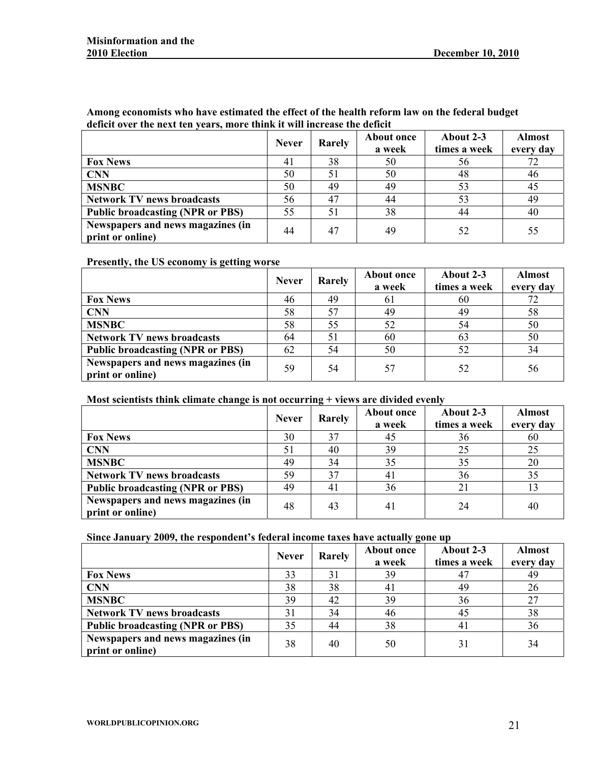**Among economists who have estimated the effect of the health reform law on the federal budget deficit over the next ten years, more think it will increase the deficit**

| | Never | Rarely | About once a week | About 2-3 times a week | Almost every day |
|---|---|---|---|---|---|
| **Fox News** | 41 | 38 | 50 | 56 | 72 |
| **CNN** | 50 | 51 | 50 | 48 | 46 |
| **MSNBC** | 50 | 49 | 49 | 53 | 45 |
| **Network TV news broadcasts** | 56 | 47 | 44 | 53 | 49 |
| **Public broadcasting (NPR or PBS)** | 55 | 51 | 38 | 44 | 40 |
| **Newspapers and news magazines (in print or online)** | 44 | 47 | 49 | 52 | 55 |

**Presently, the US economy is getting worse**

| | Never | Rarely | About once a week | About 2-3 times a week | Almost every day |
|---|---|---|---|---|---|
| **Fox News** | 46 | 49 | 61 | 60 | 72 |
| **CNN** | 58 | 57 | 49 | 49 | 58 |
| **MSNBC** | 58 | 55 | 52 | 54 | 50 |
| **Network TV news broadcasts** | 64 | 51 | 60 | 63 | 50 |
| **Public broadcasting (NPR or PBS)** | 62 | 54 | 50 | 52 | 34 |
| **Newspapers and news magazines (in print or online)** | 59 | 54 | 57 | 52 | 56 |

**Most scientists think climate change is not occurring + views are divided evenly**

| | Never | Rarely | About once a week | About 2-3 times a week | Almost every day |
|---|---|---|---|---|---|
| **Fox News** | 30 | 37 | 45 | 36 | 60 |
| **CNN** | 51 | 40 | 39 | 25 | 25 |
| **MSNBC** | 49 | 34 | 35 | 35 | 20 |
| **Network TV news broadcasts** | 59 | 37 | 41 | 36 | 35 |
| **Public broadcasting (NPR or PBS)** | 49 | 41 | 36 | 21 | 13 |
| **Newspapers and news magazines (in print or online)** | 48 | 43 | 41 | 24 | 40 |

**Since January 2009, the respondent's federal income taxes have actually gone up**

| | Never | Rarely | About once a week | About 2-3 times a week | Almost every day |
|---|---|---|---|---|---|
| **Fox News** | 33 | 31 | 39 | 47 | 49 |
| **CNN** | 38 | 38 | 41 | 49 | 26 |
| **MSNBC** | 39 | 42 | 39 | 36 | 27 |
| **Network TV news broadcasts** | 31 | 34 | 46 | 45 | 38 |
| **Public broadcasting (NPR or PBS)** | 35 | 44 | 38 | 41 | 36 |
| **Newspapers and news magazines (in print or online)** | 38 | 40 | 50 | 31 | 34 |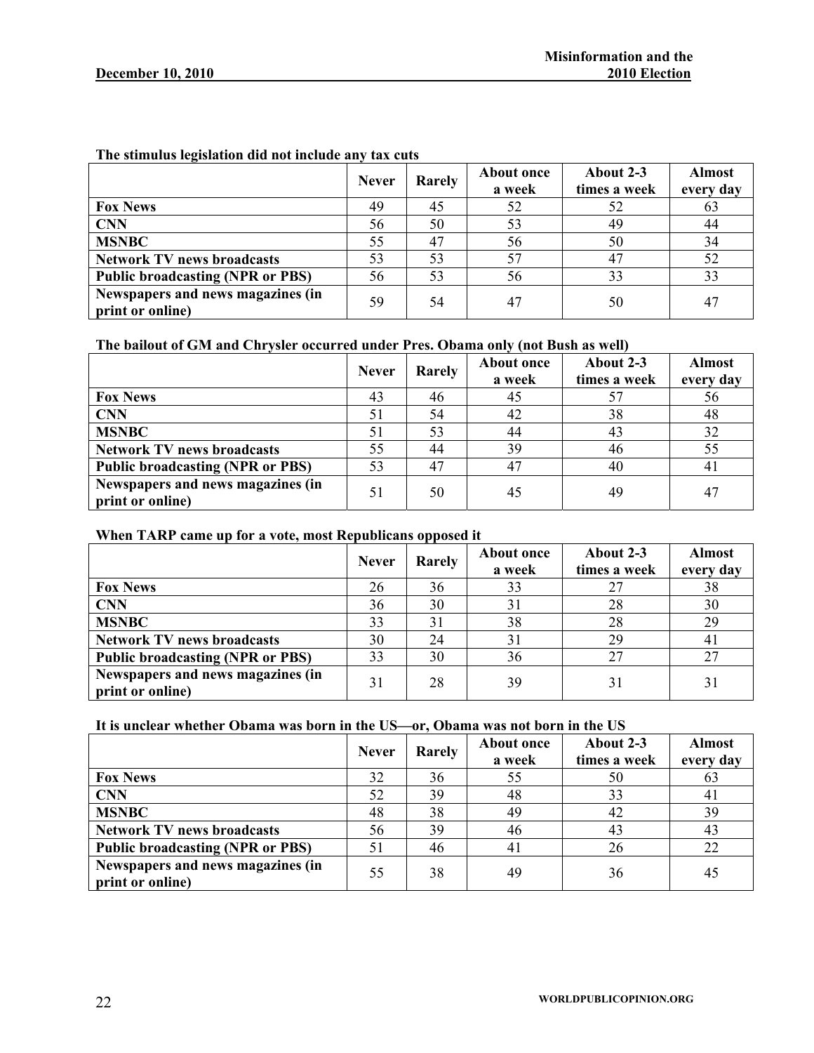**The stimulus legislation did not include any tax cuts**

| | Never | Rarely | About once a week | About 2-3 times a week | Almost every day |
|---|---|---|---|---|---|
| **Fox News** | 49 | 45 | 52 | 52 | 63 |
| **CNN** | 56 | 50 | 53 | 49 | 44 |
| **MSNBC** | 55 | 47 | 56 | 50 | 34 |
| **Network TV news broadcasts** | 53 | 53 | 57 | 47 | 52 |
| **Public broadcasting (NPR or PBS)** | 56 | 53 | 56 | 33 | 33 |
| **Newspapers and news magazines (in print or online)** | 59 | 54 | 47 | 50 | 47 |

**The bailout of GM and Chrysler occurred under Pres. Obama only (not Bush as well)**

| | Never | Rarely | About once a week | About 2-3 times a week | Almost every day |
|---|---|---|---|---|---|
| **Fox News** | 43 | 46 | 45 | 57 | 56 |
| **CNN** | 51 | 54 | 42 | 38 | 48 |
| **MSNBC** | 51 | 53 | 44 | 43 | 32 |
| **Network TV news broadcasts** | 55 | 44 | 39 | 46 | 55 |
| **Public broadcasting (NPR or PBS)** | 53 | 47 | 47 | 40 | 41 |
| **Newspapers and news magazines (in print or online)** | 51 | 50 | 45 | 49 | 47 |

**When TARP came up for a vote, most Republicans opposed it**

| | Never | Rarely | About once a week | About 2-3 times a week | Almost every day |
|---|---|---|---|---|---|
| **Fox News** | 26 | 36 | 33 | 27 | 38 |
| **CNN** | 36 | 30 | 31 | 28 | 30 |
| **MSNBC** | 33 | 31 | 38 | 28 | 29 |
| **Network TV news broadcasts** | 30 | 24 | 31 | 29 | 41 |
| **Public broadcasting (NPR or PBS)** | 33 | 30 | 36 | 27 | 27 |
| **Newspapers and news magazines (in print or online)** | 31 | 28 | 39 | 31 | 31 |

**It is unclear whether Obama was born in the US—or, Obama was not born in the US**

| | Never | Rarely | About once a week | About 2-3 times a week | Almost every day |
|---|---|---|---|---|---|
| **Fox News** | 32 | 36 | 55 | 50 | 63 |
| **CNN** | 52 | 39 | 48 | 33 | 41 |
| **MSNBC** | 48 | 38 | 49 | 42 | 39 |
| **Network TV news broadcasts** | 56 | 39 | 46 | 43 | 43 |
| **Public broadcasting (NPR or PBS)** | 51 | 46 | 41 | 26 | 22 |
| **Newspapers and news magazines (in print or online)** | 55 | 38 | 49 | 36 | 45 |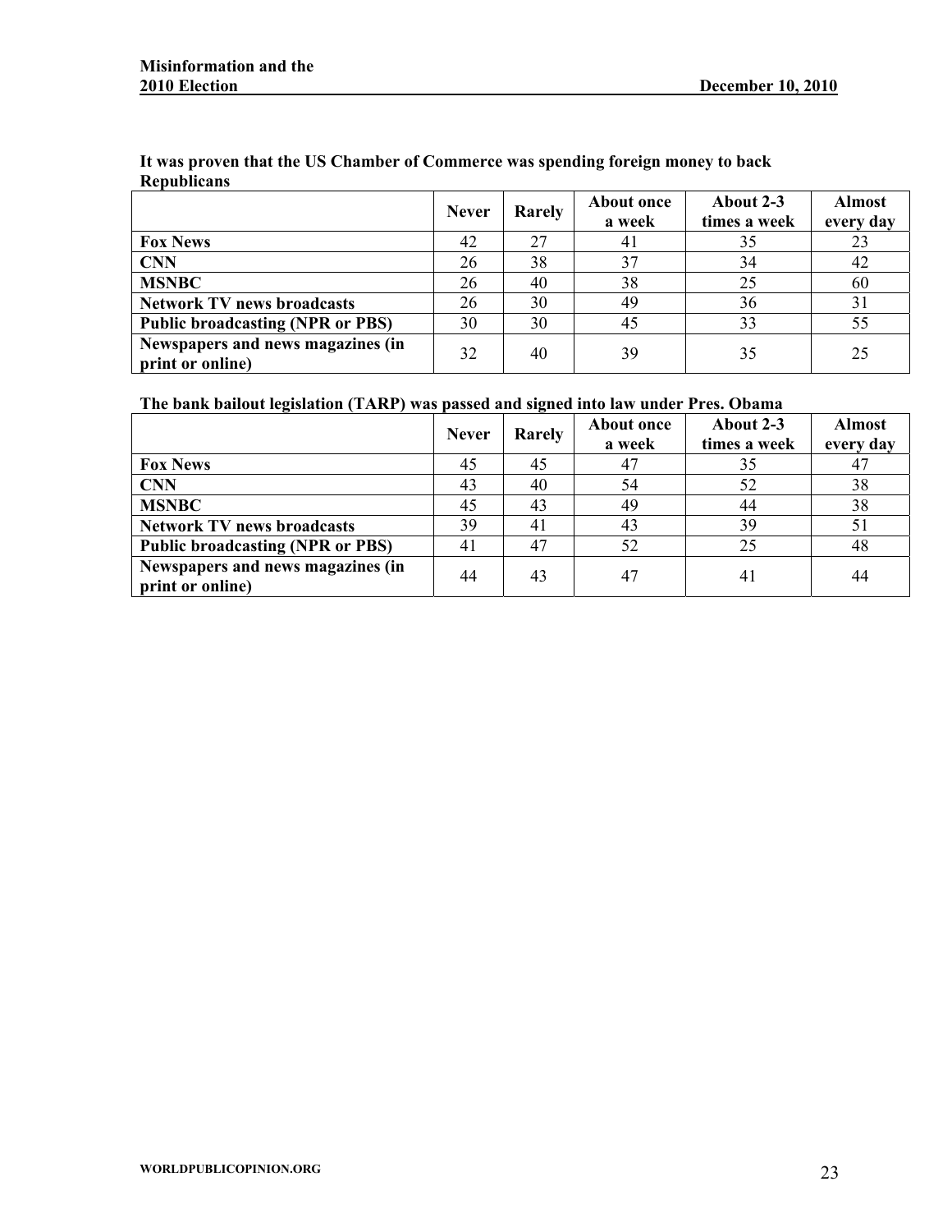**It was proven that the US Chamber of Commerce was spending foreign money to back Republicans**

| | Never | Rarely | About once a week | About 2-3 times a week | Almost every day |
|---|---|---|---|---|---|
| **Fox News** | 42 | 27 | 41 | 35 | 23 |
| **CNN** | 26 | 38 | 37 | 34 | 42 |
| **MSNBC** | 26 | 40 | 38 | 25 | 60 |
| **Network TV news broadcasts** | 26 | 30 | 49 | 36 | 31 |
| **Public broadcasting (NPR or PBS)** | 30 | 30 | 45 | 33 | 55 |
| **Newspapers and news magazines (in print or online)** | 32 | 40 | 39 | 35 | 25 |

**The bank bailout legislation (TARP) was passed and signed into law under Pres. Obama**

| | Never | Rarely | About once a week | About 2-3 times a week | Almost every day |
|---|---|---|---|---|---|
| **Fox News** | 45 | 45 | 47 | 35 | 47 |
| **CNN** | 43 | 40 | 54 | 52 | 38 |
| **MSNBC** | 45 | 43 | 49 | 44 | 38 |
| **Network TV news broadcasts** | 39 | 41 | 43 | 39 | 51 |
| **Public broadcasting (NPR or PBS)** | 41 | 47 | 52 | 25 | 48 |
| **Newspapers and news magazines (in print or online)** | 44 | 43 | 47 | 41 | 44 |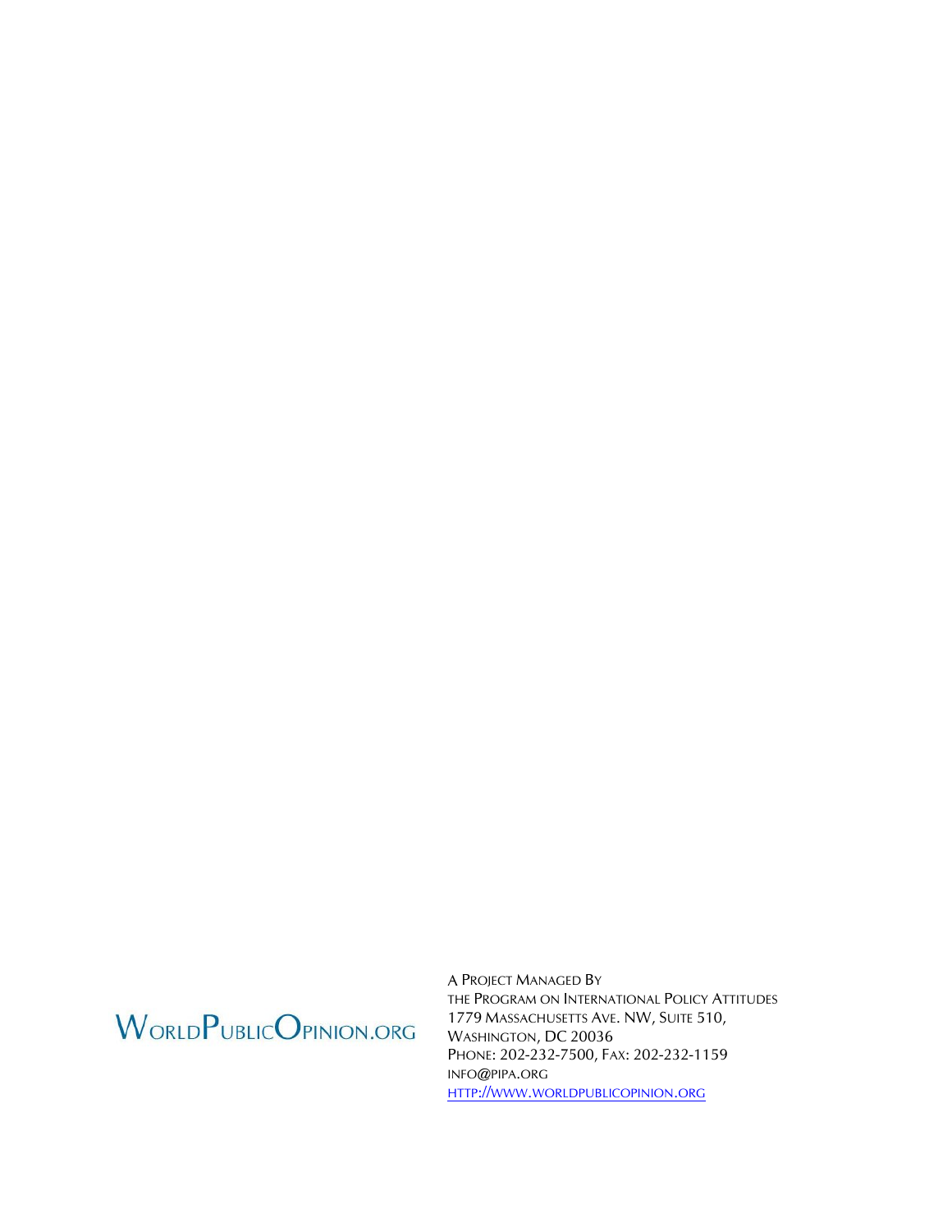WorldPublicOpinion.org

A Project Managed By
the Program on International Policy Attitudes
1779 Massachusetts Ave. NW, Suite 510,
Washington, DC 20036
Phone: 202-232-7500, Fax: 202-232-1159
info@pipa.org
http://www.worldpublicopinion.org